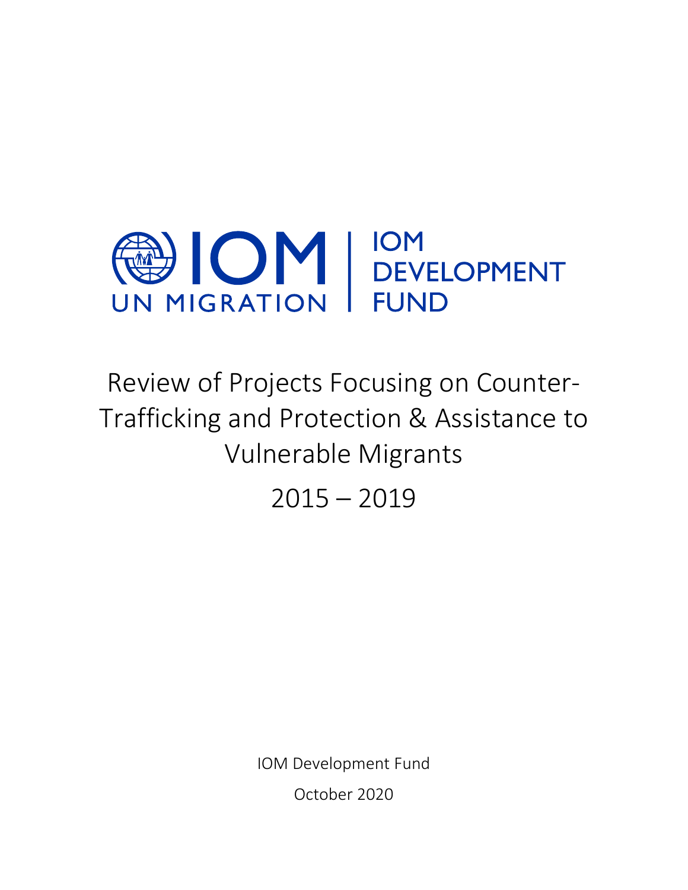IOM UN MIGRATION | IOM DEVELOPMENT FUND

# Review of Projects Focusing on Counter-Trafficking and Protection & Assistance to Vulnerable Migrants

## 2015 – 2019

IOM Development Fund

October 2020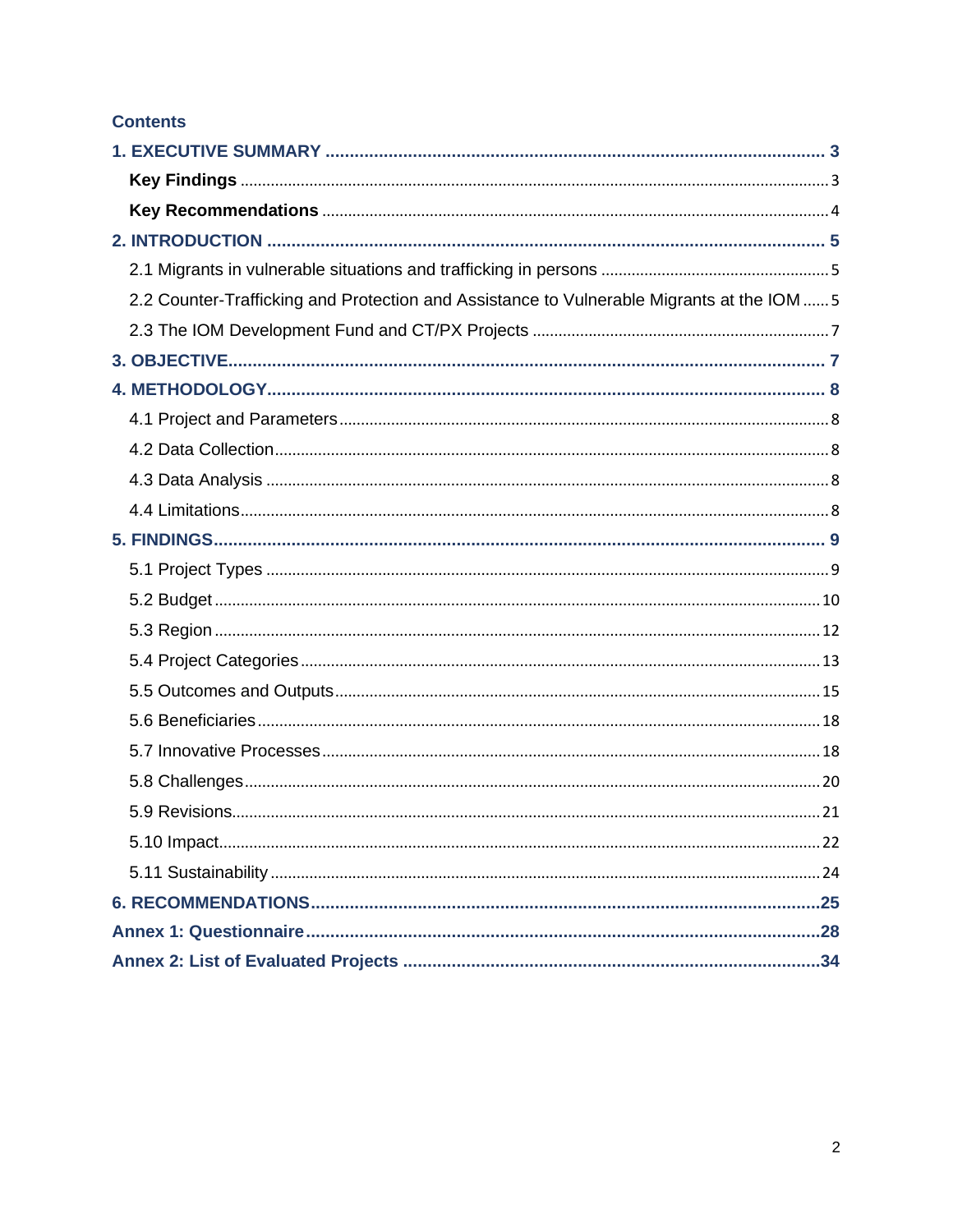## Contents

**1. EXECUTIVE SUMMARY** ..... 3

- **Key Findings** ..... 3
- **Key Recommendations** ..... 4

**2. INTRODUCTION** ..... 5

- 2.1 Migrants in vulnerable situations and trafficking in persons ..... 5
- 2.2 Counter-Trafficking and Protection and Assistance to Vulnerable Migrants at the IOM ..... 5
- 2.3 The IOM Development Fund and CT/PX Projects ..... 7

**3. OBJECTIVE** ..... 7

**4. METHODOLOGY** ..... 8

- 4.1 Project and Parameters ..... 8
- 4.2 Data Collection ..... 8
- 4.3 Data Analysis ..... 8
- 4.4 Limitations ..... 8

**5. FINDINGS** ..... 9

- 5.1 Project Types ..... 9
- 5.2 Budget ..... 10
- 5.3 Region ..... 12
- 5.4 Project Categories ..... 13
- 5.5 Outcomes and Outputs ..... 15
- 5.6 Beneficiaries ..... 18
- 5.7 Innovative Processes ..... 18
- 5.8 Challenges ..... 20
- 5.9 Revisions ..... 21
- 5.10 Impact ..... 22
- 5.11 Sustainability ..... 24

**6. RECOMMENDATIONS** ..... 25

**Annex 1: Questionnaire** ..... 28

**Annex 2: List of Evaluated Projects** ..... 34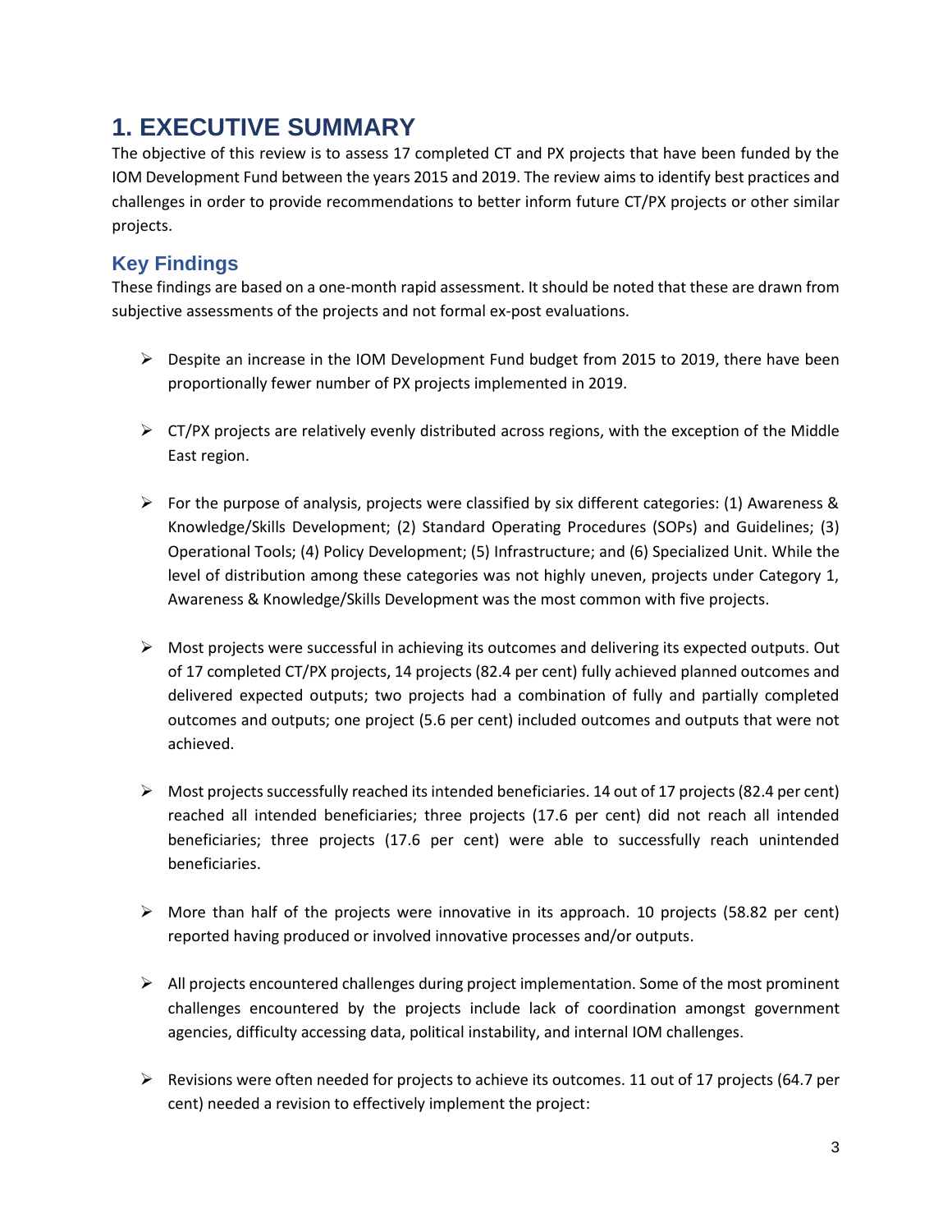# 1. EXECUTIVE SUMMARY

The objective of this review is to assess 17 completed CT and PX projects that have been funded by the IOM Development Fund between the years 2015 and 2019. The review aims to identify best practices and challenges in order to provide recommendations to better inform future CT/PX projects or other similar projects.

## Key Findings

These findings are based on a one-month rapid assessment. It should be noted that these are drawn from subjective assessments of the projects and not formal ex-post evaluations.

- Despite an increase in the IOM Development Fund budget from 2015 to 2019, there have been proportionally fewer number of PX projects implemented in 2019.

- CT/PX projects are relatively evenly distributed across regions, with the exception of the Middle East region.

- For the purpose of analysis, projects were classified by six different categories: (1) Awareness & Knowledge/Skills Development; (2) Standard Operating Procedures (SOPs) and Guidelines; (3) Operational Tools; (4) Policy Development; (5) Infrastructure; and (6) Specialized Unit. While the level of distribution among these categories was not highly uneven, projects under Category 1, Awareness & Knowledge/Skills Development was the most common with five projects.

- Most projects were successful in achieving its outcomes and delivering its expected outputs. Out of 17 completed CT/PX projects, 14 projects (82.4 per cent) fully achieved planned outcomes and delivered expected outputs; two projects had a combination of fully and partially completed outcomes and outputs; one project (5.6 per cent) included outcomes and outputs that were not achieved.

- Most projects successfully reached its intended beneficiaries. 14 out of 17 projects (82.4 per cent) reached all intended beneficiaries; three projects (17.6 per cent) did not reach all intended beneficiaries; three projects (17.6 per cent) were able to successfully reach unintended beneficiaries.

- More than half of the projects were innovative in its approach. 10 projects (58.82 per cent) reported having produced or involved innovative processes and/or outputs.

- All projects encountered challenges during project implementation. Some of the most prominent challenges encountered by the projects include lack of coordination amongst government agencies, difficulty accessing data, political instability, and internal IOM challenges.

- Revisions were often needed for projects to achieve its outcomes. 11 out of 17 projects (64.7 per cent) needed a revision to effectively implement the project: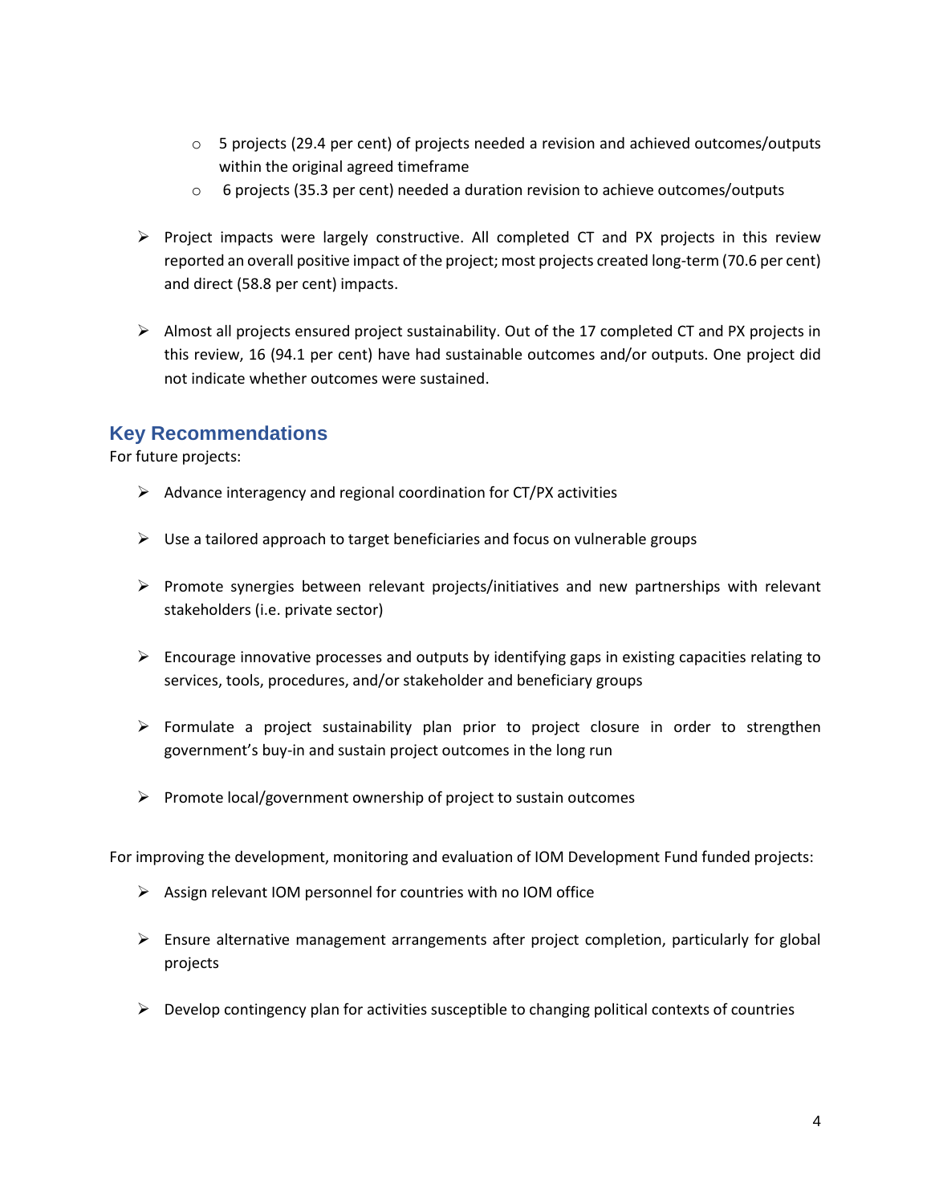- 5 projects (29.4 per cent) of projects needed a revision and achieved outcomes/outputs within the original agreed timeframe
    - 6 projects (35.3 per cent) needed a duration revision to achieve outcomes/outputs

- Project impacts were largely constructive. All completed CT and PX projects in this review reported an overall positive impact of the project; most projects created long-term (70.6 per cent) and direct (58.8 per cent) impacts.

- Almost all projects ensured project sustainability. Out of the 17 completed CT and PX projects in this review, 16 (94.1 per cent) have had sustainable outcomes and/or outputs. One project did not indicate whether outcomes were sustained.

## Key Recommendations

For future projects:

- Advance interagency and regional coordination for CT/PX activities

- Use a tailored approach to target beneficiaries and focus on vulnerable groups

- Promote synergies between relevant projects/initiatives and new partnerships with relevant stakeholders (i.e. private sector)

- Encourage innovative processes and outputs by identifying gaps in existing capacities relating to services, tools, procedures, and/or stakeholder and beneficiary groups

- Formulate a project sustainability plan prior to project closure in order to strengthen government's buy-in and sustain project outcomes in the long run

- Promote local/government ownership of project to sustain outcomes

For improving the development, monitoring and evaluation of IOM Development Fund funded projects:

- Assign relevant IOM personnel for countries with no IOM office

- Ensure alternative management arrangements after project completion, particularly for global projects

- Develop contingency plan for activities susceptible to changing political contexts of countries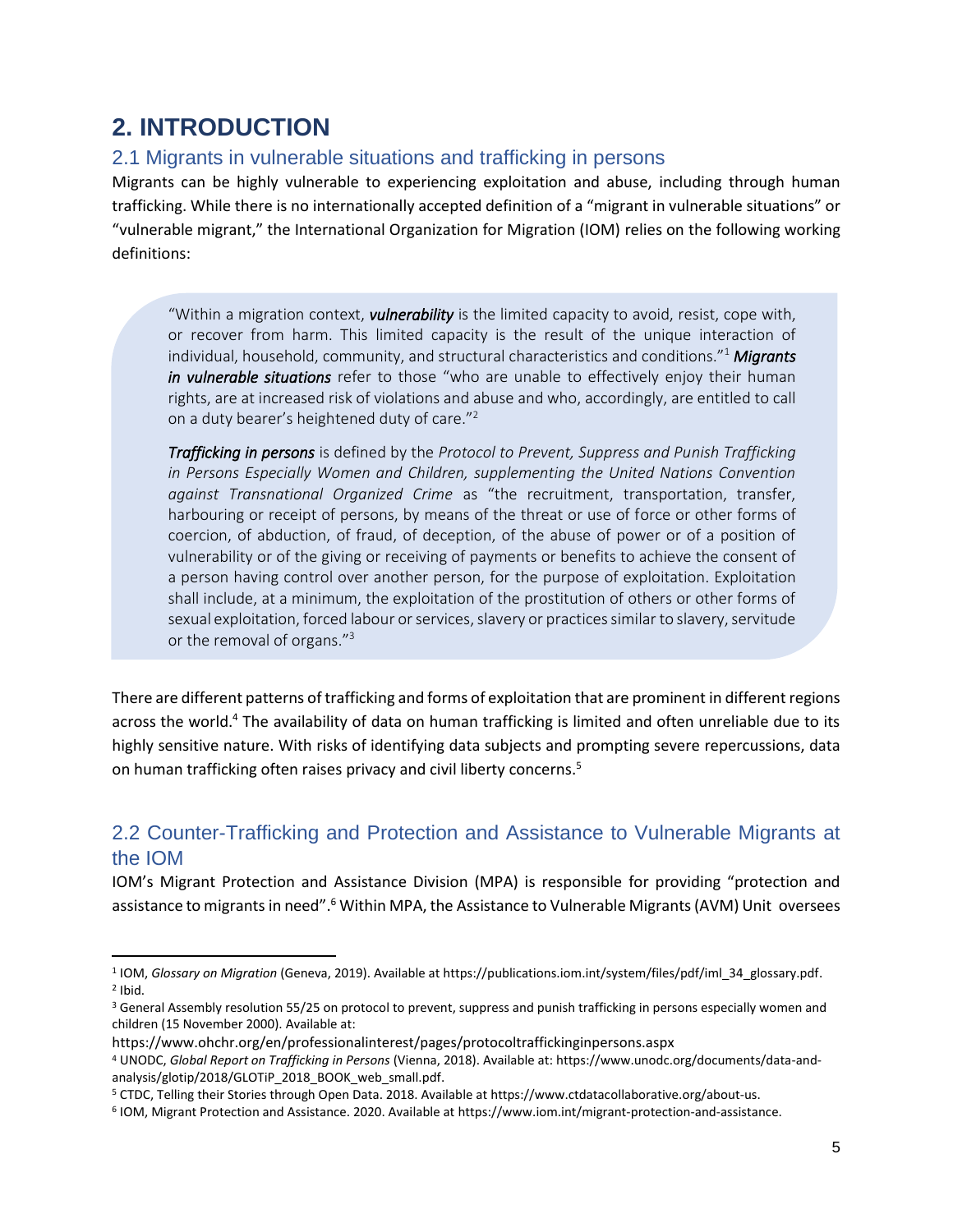# 2. INTRODUCTION

## 2.1 Migrants in vulnerable situations and trafficking in persons

Migrants can be highly vulnerable to experiencing exploitation and abuse, including through human trafficking. While there is no internationally accepted definition of a "migrant in vulnerable situations" or "vulnerable migrant," the International Organization for Migration (IOM) relies on the following working definitions:

> "Within a migration context, ***vulnerability*** is the limited capacity to avoid, resist, cope with, or recover from harm. This limited capacity is the result of the unique interaction of individual, household, community, and structural characteristics and conditions."[1] ***Migrants in vulnerable situations*** refer to those "who are unable to effectively enjoy their human rights, are at increased risk of violations and abuse and who, accordingly, are entitled to call on a duty bearer's heightened duty of care."[2]
>
> ***Trafficking in persons*** is defined by the *Protocol to Prevent, Suppress and Punish Trafficking in Persons Especially Women and Children, supplementing the United Nations Convention against Transnational Organized Crime* as "the recruitment, transportation, transfer, harbouring or receipt of persons, by means of the threat or use of force or other forms of coercion, of abduction, of fraud, of deception, of the abuse of power or of a position of vulnerability or of the giving or receiving of payments or benefits to achieve the consent of a person having control over another person, for the purpose of exploitation. Exploitation shall include, at a minimum, the exploitation of the prostitution of others or other forms of sexual exploitation, forced labour or services, slavery or practices similar to slavery, servitude or the removal of organs."[3]

There are different patterns of trafficking and forms of exploitation that are prominent in different regions across the world.[4] The availability of data on human trafficking is limited and often unreliable due to its highly sensitive nature. With risks of identifying data subjects and prompting severe repercussions, data on human trafficking often raises privacy and civil liberty concerns.[5]

## 2.2 Counter-Trafficking and Protection and Assistance to Vulnerable Migrants at the IOM

IOM's Migrant Protection and Assistance Division (MPA) is responsible for providing "protection and assistance to migrants in need".[6] Within MPA, the Assistance to Vulnerable Migrants (AVM) Unit oversees

---

[1] IOM, *Glossary on Migration* (Geneva, 2019). Available at https://publications.iom.int/system/files/pdf/iml_34_glossary.pdf.

[2] Ibid.

[3] General Assembly resolution 55/25 on protocol to prevent, suppress and punish trafficking in persons especially women and children (15 November 2000). Available at: https://www.ohchr.org/en/professionalinterest/pages/protocoltraffickinginpersons.aspx

[4] UNODC, *Global Report on Trafficking in Persons* (Vienna, 2018). Available at: https://www.unodc.org/documents/data-and-analysis/glotip/2018/GLOTiP_2018_BOOK_web_small.pdf.

[5] CTDC, Telling their Stories through Open Data. 2018. Available at https://www.ctdatacollaborative.org/about-us.

[6] IOM, Migrant Protection and Assistance. 2020. Available at https://www.iom.int/migrant-protection-and-assistance.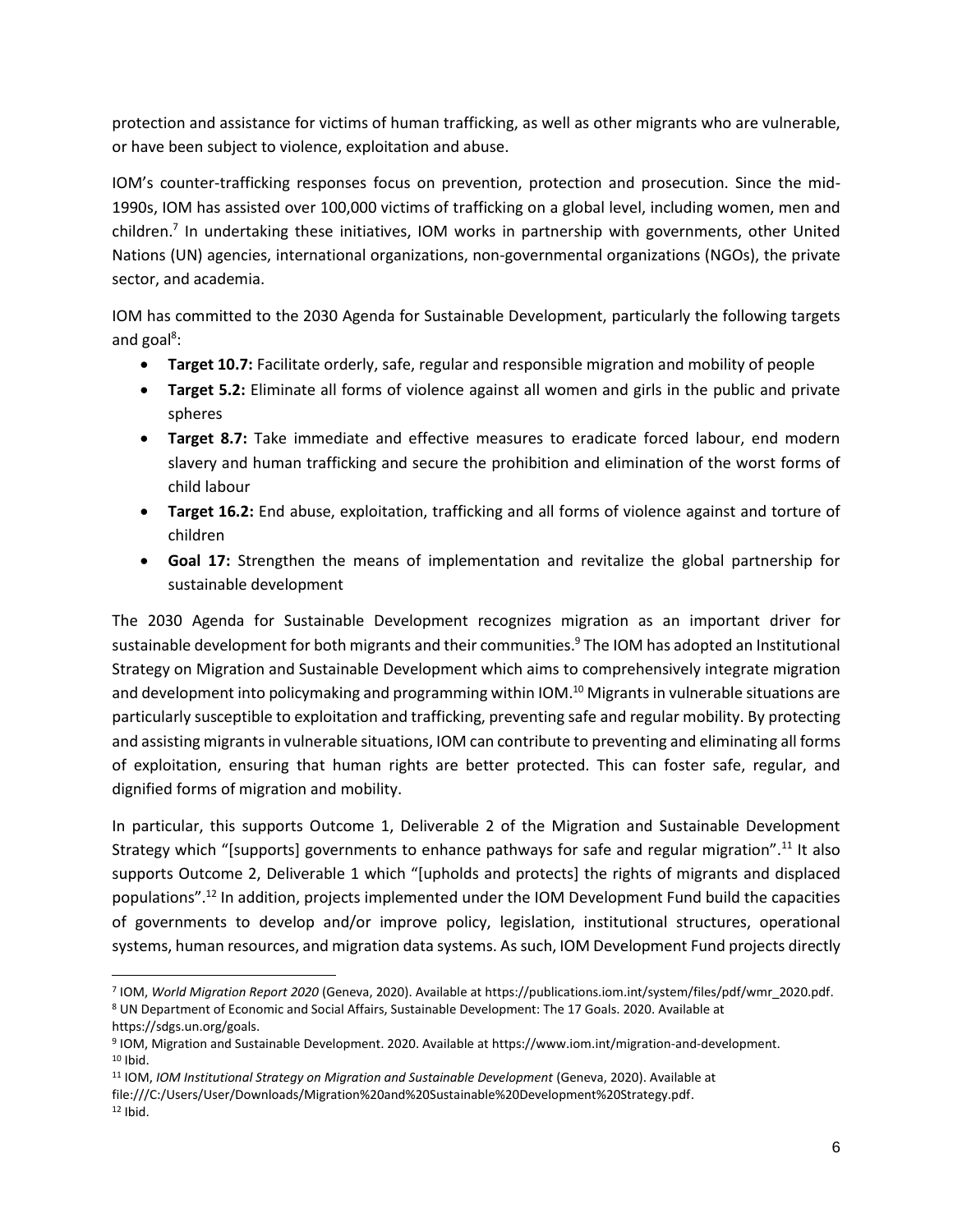protection and assistance for victims of human trafficking, as well as other migrants who are vulnerable, or have been subject to violence, exploitation and abuse.

IOM's counter-trafficking responses focus on prevention, protection and prosecution. Since the mid-1990s, IOM has assisted over 100,000 victims of trafficking on a global level, including women, men and children.[7] In undertaking these initiatives, IOM works in partnership with governments, other United Nations (UN) agencies, international organizations, non-governmental organizations (NGOs), the private sector, and academia.

IOM has committed to the 2030 Agenda for Sustainable Development, particularly the following targets and goal[8]:

- **Target 10.7:** Facilitate orderly, safe, regular and responsible migration and mobility of people
- **Target 5.2:** Eliminate all forms of violence against all women and girls in the public and private spheres
- **Target 8.7:** Take immediate and effective measures to eradicate forced labour, end modern slavery and human trafficking and secure the prohibition and elimination of the worst forms of child labour
- **Target 16.2:** End abuse, exploitation, trafficking and all forms of violence against and torture of children
- **Goal 17:** Strengthen the means of implementation and revitalize the global partnership for sustainable development

The 2030 Agenda for Sustainable Development recognizes migration as an important driver for sustainable development for both migrants and their communities.[9] The IOM has adopted an Institutional Strategy on Migration and Sustainable Development which aims to comprehensively integrate migration and development into policymaking and programming within IOM.[10] Migrants in vulnerable situations are particularly susceptible to exploitation and trafficking, preventing safe and regular mobility. By protecting and assisting migrants in vulnerable situations, IOM can contribute to preventing and eliminating all forms of exploitation, ensuring that human rights are better protected. This can foster safe, regular, and dignified forms of migration and mobility.

In particular, this supports Outcome 1, Deliverable 2 of the Migration and Sustainable Development Strategy which "[supports] governments to enhance pathways for safe and regular migration".[11] It also supports Outcome 2, Deliverable 1 which "[upholds and protects] the rights of migrants and displaced populations".[12] In addition, projects implemented under the IOM Development Fund build the capacities of governments to develop and/or improve policy, legislation, institutional structures, operational systems, human resources, and migration data systems. As such, IOM Development Fund projects directly

---

[7] IOM, *World Migration Report 2020* (Geneva, 2020). Available at https://publications.iom.int/system/files/pdf/wmr_2020.pdf.

[8] UN Department of Economic and Social Affairs, Sustainable Development: The 17 Goals. 2020. Available at https://sdgs.un.org/goals.

[9] IOM, Migration and Sustainable Development. 2020. Available at https://www.iom.int/migration-and-development.

[10] Ibid.

[11] IOM, *IOM Institutional Strategy on Migration and Sustainable Development* (Geneva, 2020). Available at file:///C:/Users/User/Downloads/Migration%20and%20Sustainable%20Development%20Strategy.pdf.

[12] Ibid.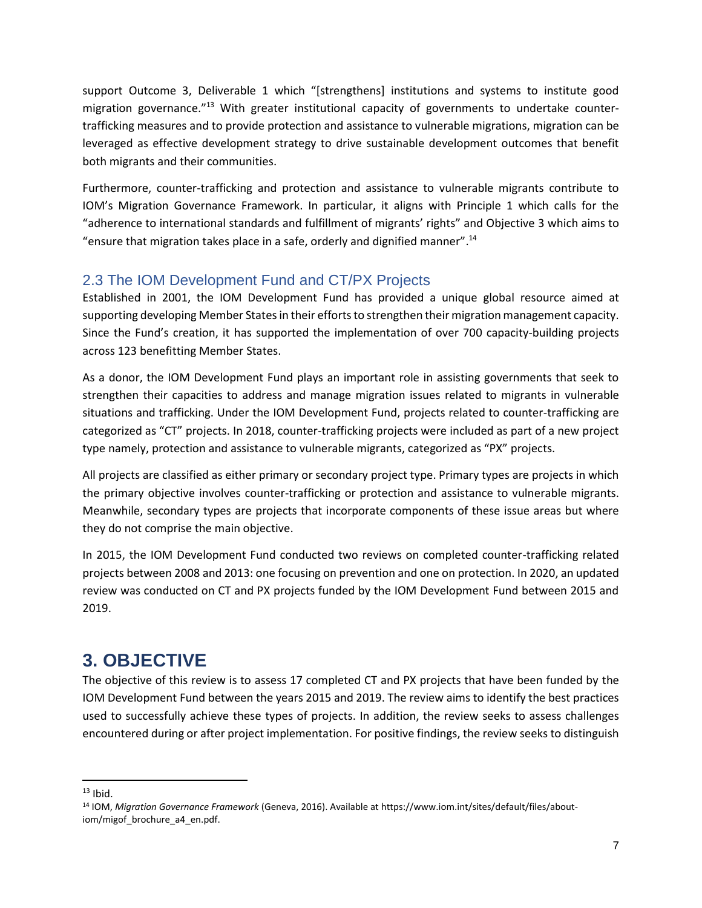support Outcome 3, Deliverable 1 which "[strengthens] institutions and systems to institute good migration governance."[13] With greater institutional capacity of governments to undertake counter-trafficking measures and to provide protection and assistance to vulnerable migrations, migration can be leveraged as effective development strategy to drive sustainable development outcomes that benefit both migrants and their communities.

Furthermore, counter-trafficking and protection and assistance to vulnerable migrants contribute to IOM's Migration Governance Framework. In particular, it aligns with Principle 1 which calls for the "adherence to international standards and fulfillment of migrants' rights" and Objective 3 which aims to "ensure that migration takes place in a safe, orderly and dignified manner".[14]

## 2.3 The IOM Development Fund and CT/PX Projects

Established in 2001, the IOM Development Fund has provided a unique global resource aimed at supporting developing Member States in their efforts to strengthen their migration management capacity. Since the Fund's creation, it has supported the implementation of over 700 capacity-building projects across 123 benefitting Member States.

As a donor, the IOM Development Fund plays an important role in assisting governments that seek to strengthen their capacities to address and manage migration issues related to migrants in vulnerable situations and trafficking. Under the IOM Development Fund, projects related to counter-trafficking are categorized as "CT" projects. In 2018, counter-trafficking projects were included as part of a new project type namely, protection and assistance to vulnerable migrants, categorized as "PX" projects.

All projects are classified as either primary or secondary project type. Primary types are projects in which the primary objective involves counter-trafficking or protection and assistance to vulnerable migrants. Meanwhile, secondary types are projects that incorporate components of these issue areas but where they do not comprise the main objective.

In 2015, the IOM Development Fund conducted two reviews on completed counter-trafficking related projects between 2008 and 2013: one focusing on prevention and one on protection. In 2020, an updated review was conducted on CT and PX projects funded by the IOM Development Fund between 2015 and 2019.

# 3. OBJECTIVE

The objective of this review is to assess 17 completed CT and PX projects that have been funded by the IOM Development Fund between the years 2015 and 2019. The review aims to identify the best practices used to successfully achieve these types of projects. In addition, the review seeks to assess challenges encountered during or after project implementation. For positive findings, the review seeks to distinguish

---

[13] Ibid.

[14] IOM, *Migration Governance Framework* (Geneva, 2016). Available at https://www.iom.int/sites/default/files/about-iom/migof_brochure_a4_en.pdf.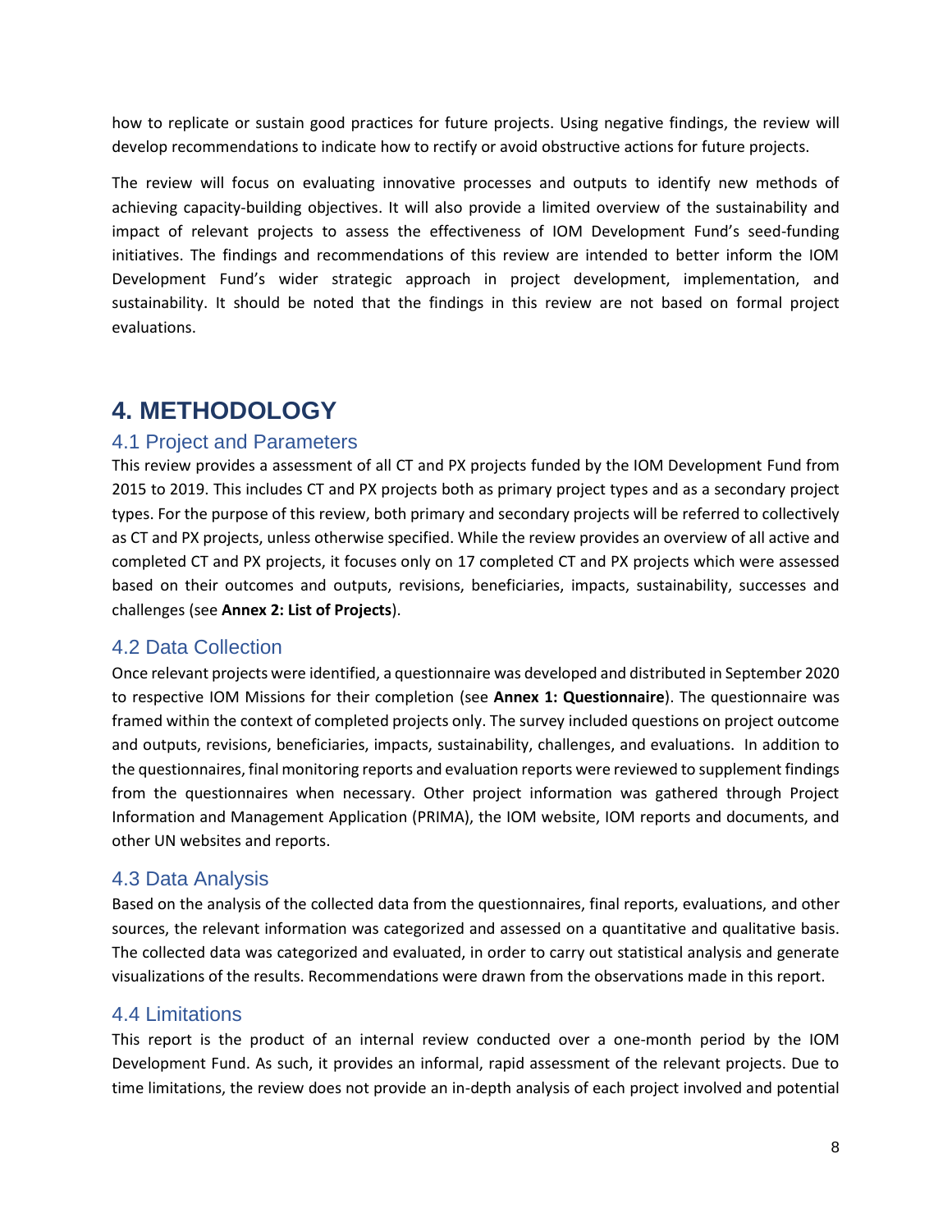how to replicate or sustain good practices for future projects. Using negative findings, the review will develop recommendations to indicate how to rectify or avoid obstructive actions for future projects.

The review will focus on evaluating innovative processes and outputs to identify new methods of achieving capacity-building objectives. It will also provide a limited overview of the sustainability and impact of relevant projects to assess the effectiveness of IOM Development Fund's seed-funding initiatives. The findings and recommendations of this review are intended to better inform the IOM Development Fund's wider strategic approach in project development, implementation, and sustainability. It should be noted that the findings in this review are not based on formal project evaluations.

# 4. METHODOLOGY

## 4.1 Project and Parameters

This review provides a assessment of all CT and PX projects funded by the IOM Development Fund from 2015 to 2019. This includes CT and PX projects both as primary project types and as a secondary project types. For the purpose of this review, both primary and secondary projects will be referred to collectively as CT and PX projects, unless otherwise specified. While the review provides an overview of all active and completed CT and PX projects, it focuses only on 17 completed CT and PX projects which were assessed based on their outcomes and outputs, revisions, beneficiaries, impacts, sustainability, successes and challenges (see **Annex 2: List of Projects**).

## 4.2 Data Collection

Once relevant projects were identified, a questionnaire was developed and distributed in September 2020 to respective IOM Missions for their completion (see **Annex 1: Questionnaire**). The questionnaire was framed within the context of completed projects only. The survey included questions on project outcome and outputs, revisions, beneficiaries, impacts, sustainability, challenges, and evaluations. In addition to the questionnaires, final monitoring reports and evaluation reports were reviewed to supplement findings from the questionnaires when necessary. Other project information was gathered through Project Information and Management Application (PRIMA), the IOM website, IOM reports and documents, and other UN websites and reports.

## 4.3 Data Analysis

Based on the analysis of the collected data from the questionnaires, final reports, evaluations, and other sources, the relevant information was categorized and assessed on a quantitative and qualitative basis. The collected data was categorized and evaluated, in order to carry out statistical analysis and generate visualizations of the results. Recommendations were drawn from the observations made in this report.

## 4.4 Limitations

This report is the product of an internal review conducted over a one-month period by the IOM Development Fund. As such, it provides an informal, rapid assessment of the relevant projects. Due to time limitations, the review does not provide an in-depth analysis of each project involved and potential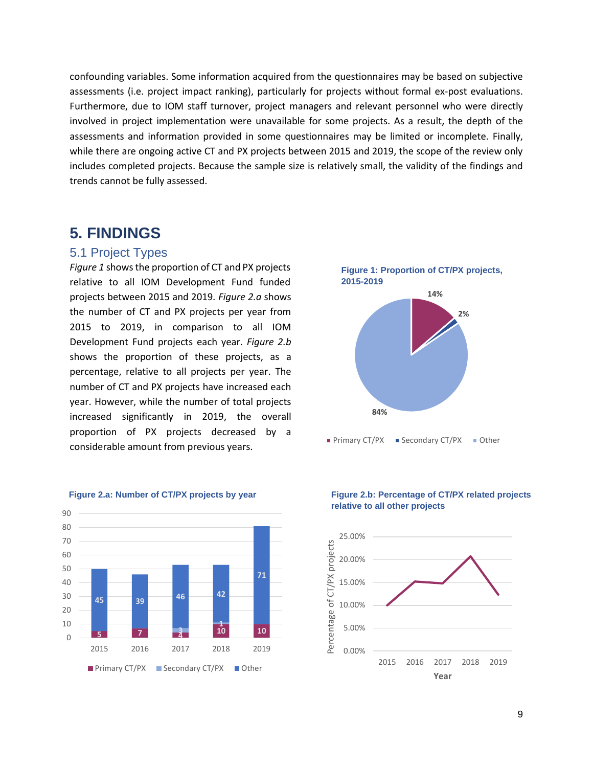confounding variables. Some information acquired from the questionnaires may be based on subjective assessments (i.e. project impact ranking), particularly for projects without formal ex-post evaluations. Furthermore, due to IOM staff turnover, project managers and relevant personnel who were directly involved in project implementation were unavailable for some projects. As a result, the depth of the assessments and information provided in some questionnaires may be limited or incomplete. Finally, while there are ongoing active CT and PX projects between 2015 and 2019, the scope of the review only includes completed projects. Because the sample size is relatively small, the validity of the findings and trends cannot be fully assessed.

# 5. FINDINGS

## 5.1 Project Types

*Figure 1* shows the proportion of CT and PX projects relative to all IOM Development Fund funded projects between 2015 and 2019. *Figure 2.a* shows the number of CT and PX projects per year from 2015 to 2019, in comparison to all IOM Development Fund projects each year. *Figure 2.b* shows the proportion of these projects, as a percentage, relative to all projects per year. The number of CT and PX projects have increased each year. However, while the number of total projects increased significantly in 2019, the overall proportion of PX projects decreased by a considerable amount from previous years.

**Figure 1: Proportion of CT/PX projects, 2015-2019**

| Category | Share |
|---|---|
| Primary CT/PX | 14% |
| Secondary CT/PX | 2% |
| Other | 84% |

**Figure 2.a: Number of CT/PX projects by year**

| Year | Primary CT/PX | Secondary CT/PX | Other |
|---|---|---|---|
| 2015 | 5 | | 45 |
| 2016 | 7 | | 39 |
| 2017 | 4 | 3 | 46 |
| 2018 | 10 | 1 | 42 |
| 2019 | 10 | | 71 |

**Figure 2.b: Percentage of CT/PX related projects relative to all other projects**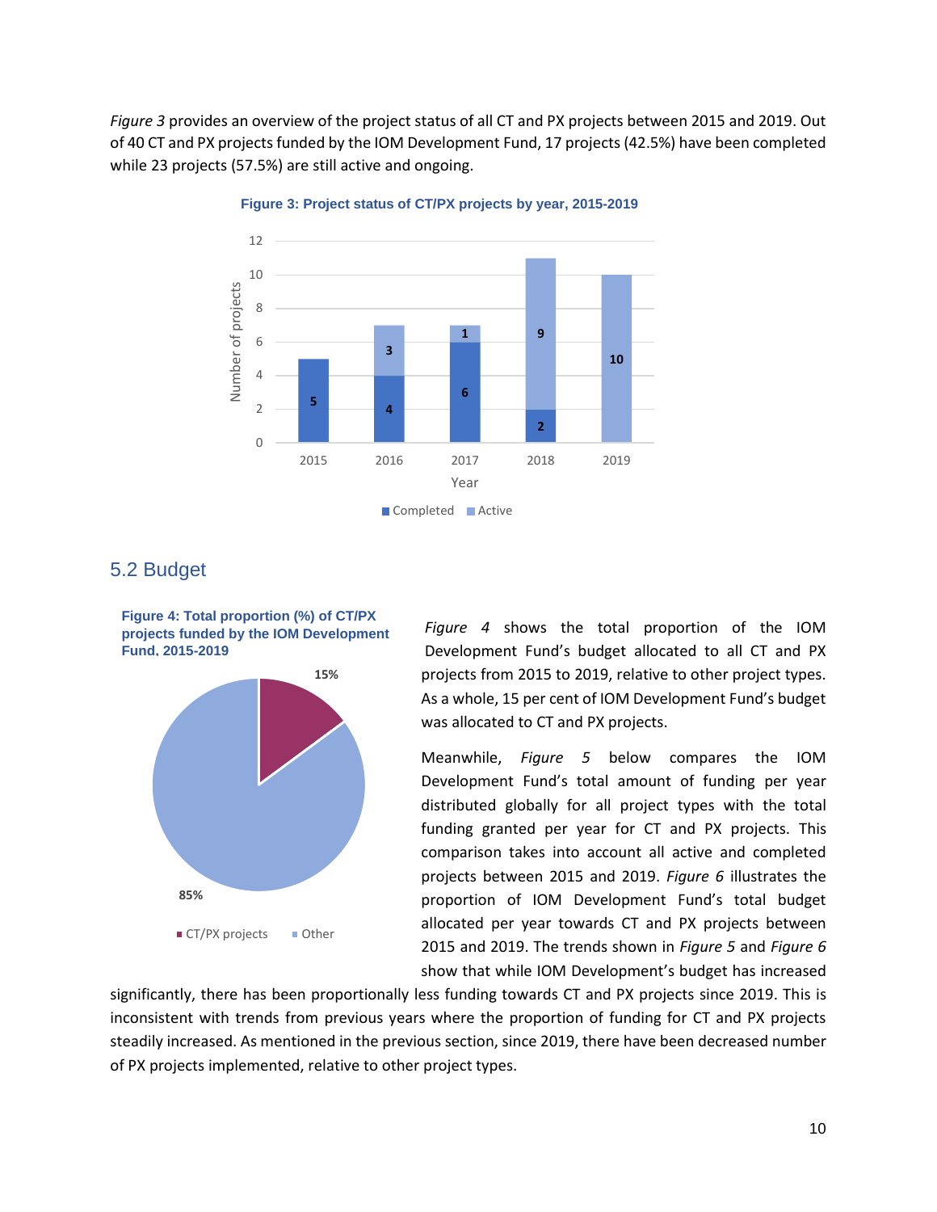*Figure 3* provides an overview of the project status of all CT and PX projects between 2015 and 2019. Out of 40 CT and PX projects funded by the IOM Development Fund, 17 projects (42.5%) have been completed while 23 projects (57.5%) are still active and ongoing.

**Figure 3: Project status of CT/PX projects by year, 2015-2019**

| Year | Completed | Active |
|---|---|---|
| 2015 | 5 | |
| 2016 | 4 | 3 |
| 2017 | 6 | 1 |
| 2018 | 2 | 9 |
| 2019 | | 10 |

## 5.2 Budget

**Figure 4: Total proportion (%) of CT/PX projects funded by the IOM Development Fund, 2015-2019**

| | % |
|---|---|
| CT/PX projects | 15% |
| Other | 85% |

*Figure 4* shows the total proportion of the IOM Development Fund's budget allocated to all CT and PX projects from 2015 to 2019, relative to other project types. As a whole, 15 per cent of IOM Development Fund's budget was allocated to CT and PX projects.

Meanwhile, *Figure 5* below compares the IOM Development Fund's total amount of funding per year distributed globally for all project types with the total funding granted per year for CT and PX projects. This comparison takes into account all active and completed projects between 2015 and 2019. *Figure 6* illustrates the proportion of IOM Development Fund's total budget allocated per year towards CT and PX projects between 2015 and 2019. The trends shown in *Figure 5* and *Figure 6* show that while IOM Development's budget has increased significantly, there has been proportionally less funding towards CT and PX projects since 2019. This is inconsistent with trends from previous years where the proportion of funding for CT and PX projects steadily increased. As mentioned in the previous section, since 2019, there have been decreased number of PX projects implemented, relative to other project types.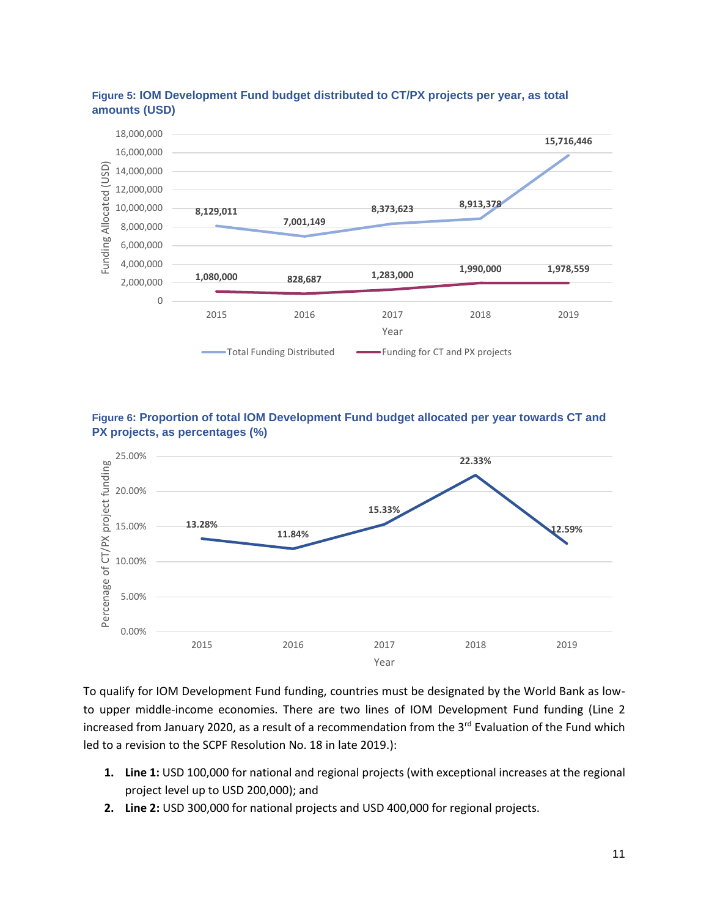**Figure 5: IOM Development Fund budget distributed to CT/PX projects per year, as total amounts (USD)**

| Year | Total Funding Distributed | Funding for CT and PX projects |
|---|---|---|
| 2015 | 8,129,011 | 1,080,000 |
| 2016 | 7,001,149 | 828,687 |
| 2017 | 8,373,623 | 1,283,000 |
| 2018 | 8,913,378 | 1,990,000 |
| 2019 | 15,716,446 | 1,978,559 |

**Figure 6: Proportion of total IOM Development Fund budget allocated per year towards CT and PX projects, as percentages (%)**

| Year | Percentage of CT/PX project funding |
|---|---|
| 2015 | 13.28% |
| 2016 | 11.84% |
| 2017 | 15.33% |
| 2018 | 22.33% |
| 2019 | 12.59% |

To qualify for IOM Development Fund funding, countries must be designated by the World Bank as low- to upper middle-income economies. There are two lines of IOM Development Fund funding (Line 2 increased from January 2020, as a result of a recommendation from the 3rd Evaluation of the Fund which led to a revision to the SCPF Resolution No. 18 in late 2019.):

1. **Line 1:** USD 100,000 for national and regional projects (with exceptional increases at the regional project level up to USD 200,000); and
2. **Line 2:** USD 300,000 for national projects and USD 400,000 for regional projects.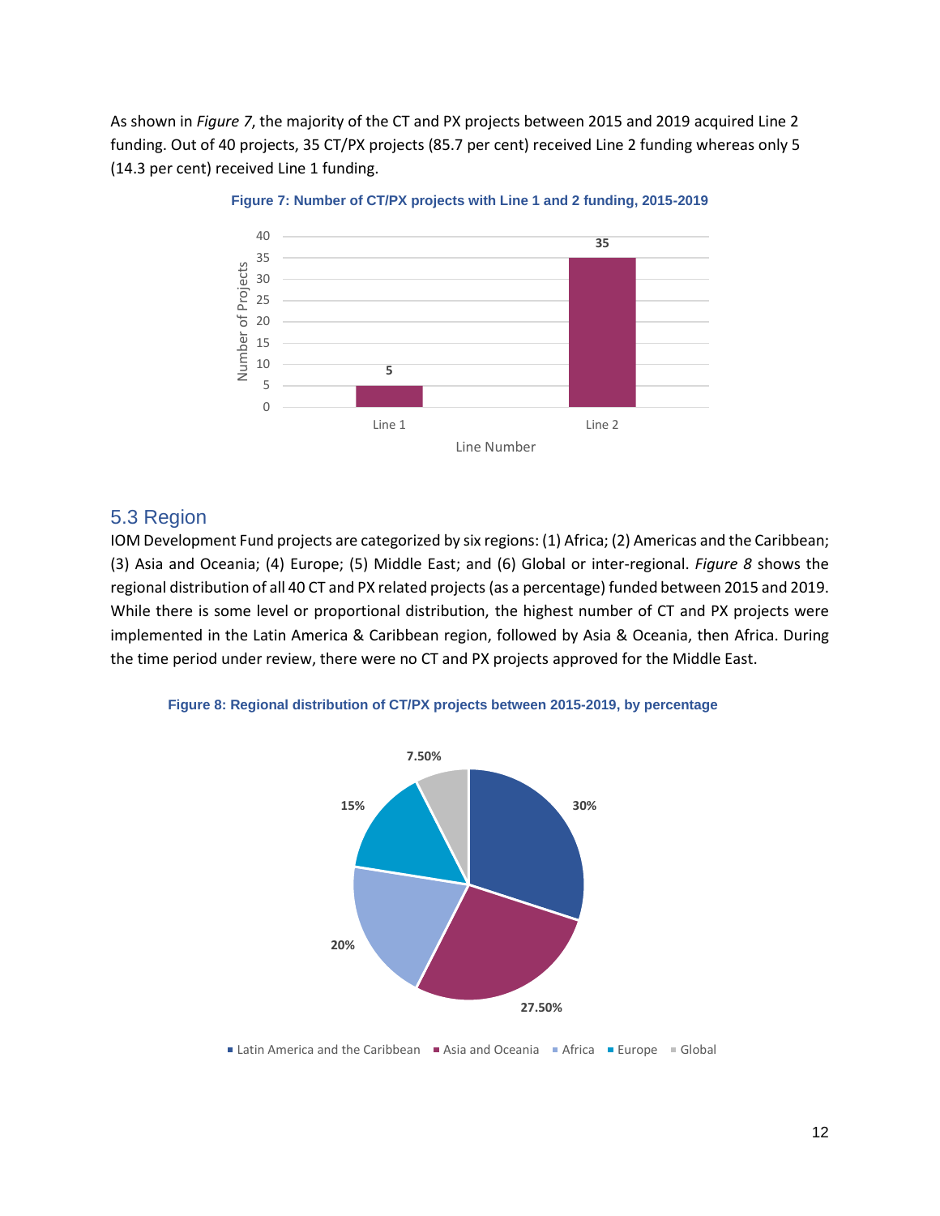As shown in *Figure 7*, the majority of the CT and PX projects between 2015 and 2019 acquired Line 2 funding. Out of 40 projects, 35 CT/PX projects (85.7 per cent) received Line 2 funding whereas only 5 (14.3 per cent) received Line 1 funding.

**Figure 7: Number of CT/PX projects with Line 1 and 2 funding, 2015-2019**

| Line Number | Number of Projects |
|---|---|
| Line 1 | 5 |
| Line 2 | 35 |

## 5.3 Region

IOM Development Fund projects are categorized by six regions: (1) Africa; (2) Americas and the Caribbean; (3) Asia and Oceania; (4) Europe; (5) Middle East; and (6) Global or inter-regional. *Figure 8* shows the regional distribution of all 40 CT and PX related projects (as a percentage) funded between 2015 and 2019. While there is some level or proportional distribution, the highest number of CT and PX projects were implemented in the Latin America & Caribbean region, followed by Asia & Oceania, then Africa. During the time period under review, there were no CT and PX projects approved for the Middle East.

**Figure 8: Regional distribution of CT/PX projects between 2015-2019, by percentage**

| Region | Percentage |
|---|---|
| Latin America and the Caribbean | 30% |
| Asia and Oceania | 27.50% |
| Africa | 20% |
| Europe | 15% |
| Global | 7.50% |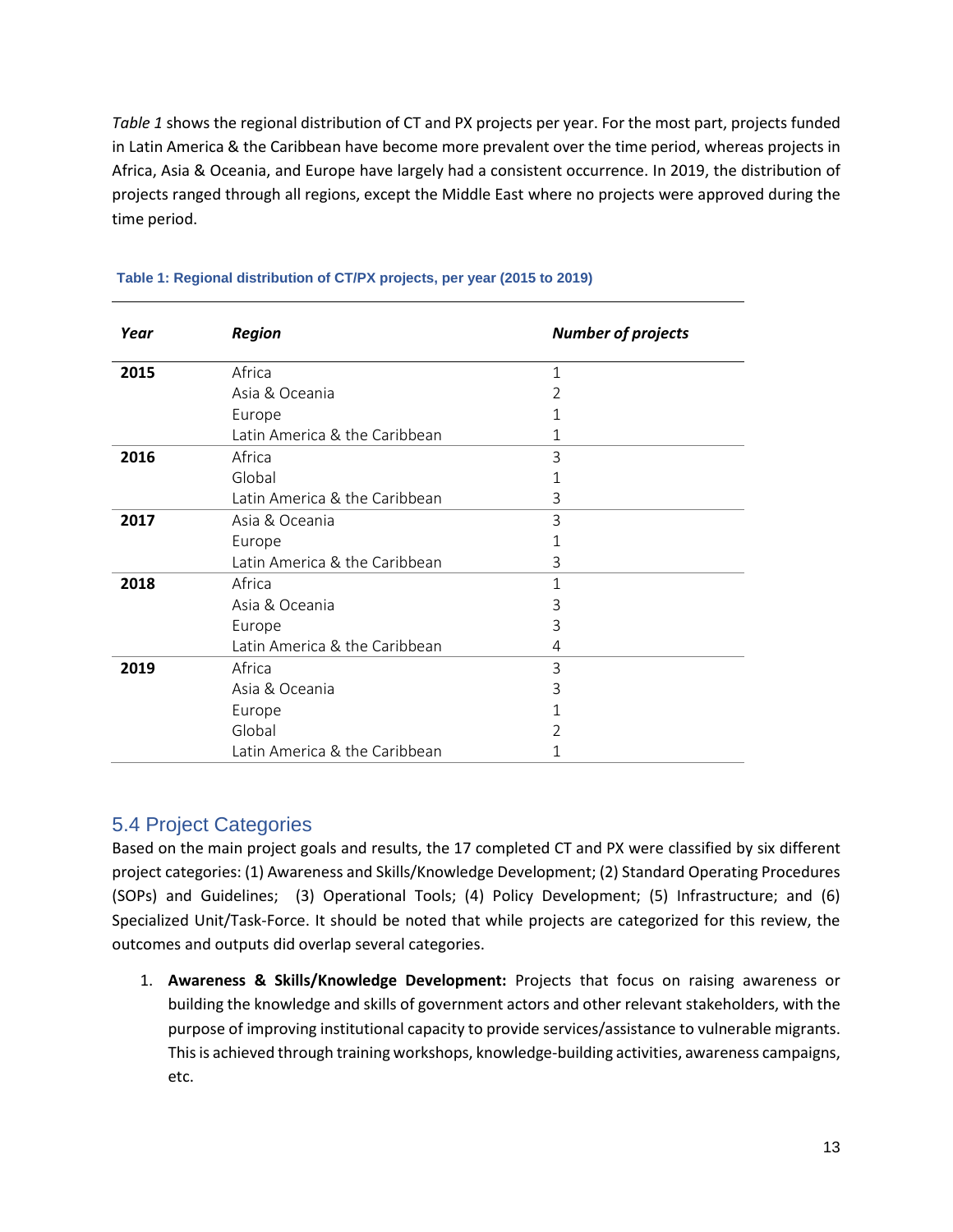*Table 1* shows the regional distribution of CT and PX projects per year. For the most part, projects funded in Latin America & the Caribbean have become more prevalent over the time period, whereas projects in Africa, Asia & Oceania, and Europe have largely had a consistent occurrence. In 2019, the distribution of projects ranged through all regions, except the Middle East where no projects were approved during the time period.

**Table 1: Regional distribution of CT/PX projects, per year (2015 to 2019)**

| *Year* | *Region* | *Number of projects* |
|---|---|---|
| **2015** | Africa | 1 |
| | Asia & Oceania | 2 |
| | Europe | 1 |
| | Latin America & the Caribbean | 1 |
| **2016** | Africa | 3 |
| | Global | 1 |
| | Latin America & the Caribbean | 3 |
| **2017** | Asia & Oceania | 3 |
| | Europe | 1 |
| | Latin America & the Caribbean | 3 |
| **2018** | Africa | 1 |
| | Asia & Oceania | 3 |
| | Europe | 3 |
| | Latin America & the Caribbean | 4 |
| **2019** | Africa | 3 |
| | Asia & Oceania | 3 |
| | Europe | 1 |
| | Global | 2 |
| | Latin America & the Caribbean | 1 |

## 5.4 Project Categories

Based on the main project goals and results, the 17 completed CT and PX were classified by six different project categories: (1) Awareness and Skills/Knowledge Development; (2) Standard Operating Procedures (SOPs) and Guidelines; (3) Operational Tools; (4) Policy Development; (5) Infrastructure; and (6) Specialized Unit/Task-Force. It should be noted that while projects are categorized for this review, the outcomes and outputs did overlap several categories.

1. **Awareness & Skills/Knowledge Development:** Projects that focus on raising awareness or building the knowledge and skills of government actors and other relevant stakeholders, with the purpose of improving institutional capacity to provide services/assistance to vulnerable migrants. This is achieved through training workshops, knowledge-building activities, awareness campaigns, etc.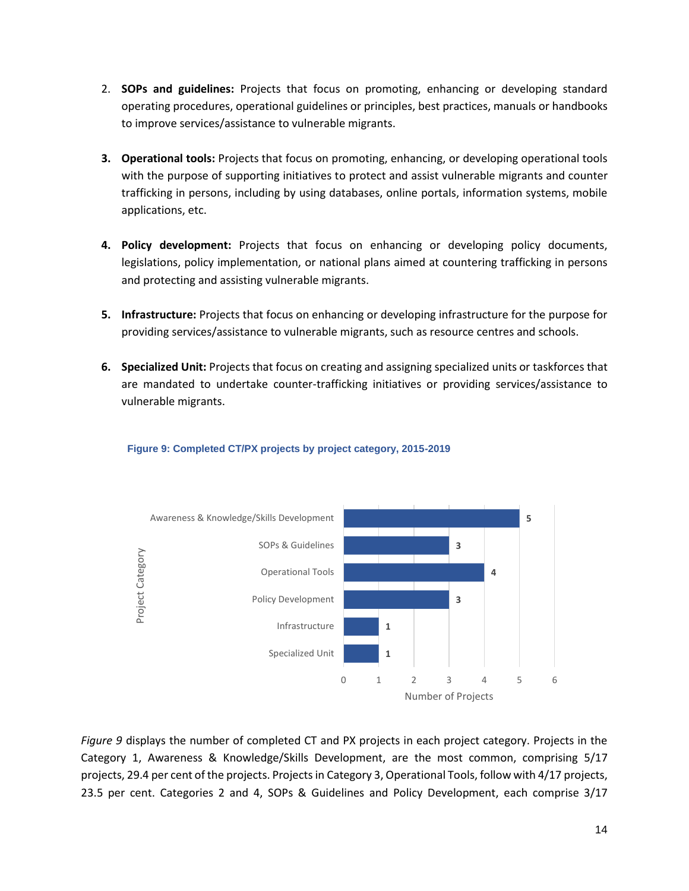2. **SOPs and guidelines:** Projects that focus on promoting, enhancing or developing standard operating procedures, operational guidelines or principles, best practices, manuals or handbooks to improve services/assistance to vulnerable migrants.

3. **Operational tools:** Projects that focus on promoting, enhancing, or developing operational tools with the purpose of supporting initiatives to protect and assist vulnerable migrants and counter trafficking in persons, including by using databases, online portals, information systems, mobile applications, etc.

4. **Policy development:** Projects that focus on enhancing or developing policy documents, legislations, policy implementation, or national plans aimed at countering trafficking in persons and protecting and assisting vulnerable migrants.

5. **Infrastructure:** Projects that focus on enhancing or developing infrastructure for the purpose for providing services/assistance to vulnerable migrants, such as resource centres and schools.

6. **Specialized Unit:** Projects that focus on creating and assigning specialized units or taskforces that are mandated to undertake counter-trafficking initiatives or providing services/assistance to vulnerable migrants.

**Figure 9: Completed CT/PX projects by project category, 2015-2019**

| Project Category | Number of Projects |
|---|---|
| Awareness & Knowledge/Skills Development | 5 |
| SOPs & Guidelines | 3 |
| Operational Tools | 4 |
| Policy Development | 3 |
| Infrastructure | 1 |
| Specialized Unit | 1 |

*Figure 9* displays the number of completed CT and PX projects in each project category. Projects in the Category 1, Awareness & Knowledge/Skills Development, are the most common, comprising 5/17 projects, 29.4 per cent of the projects. Projects in Category 3, Operational Tools, follow with 4/17 projects, 23.5 per cent. Categories 2 and 4, SOPs & Guidelines and Policy Development, each comprise 3/17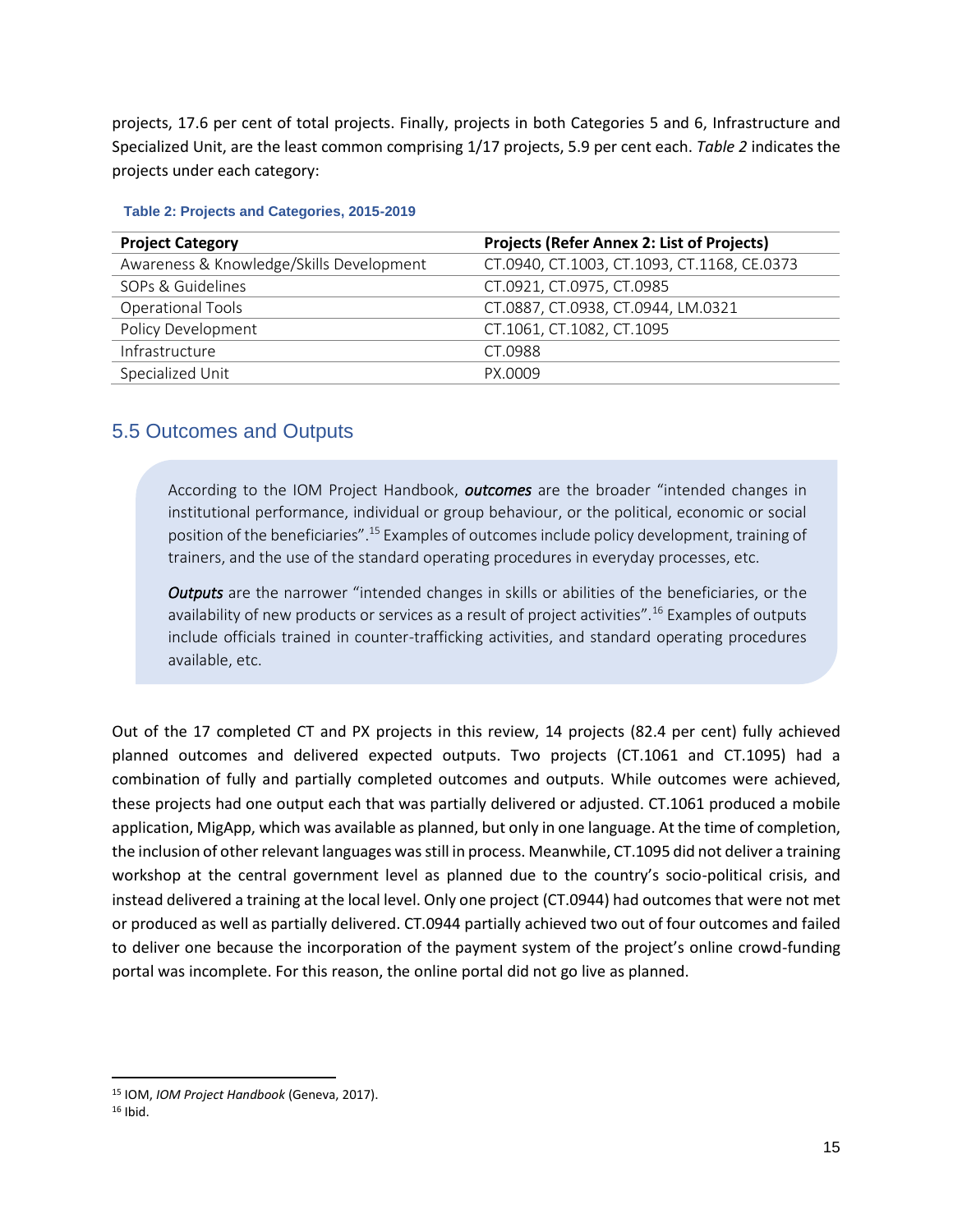projects, 17.6 per cent of total projects. Finally, projects in both Categories 5 and 6, Infrastructure and Specialized Unit, are the least common comprising 1/17 projects, 5.9 per cent each. *Table 2* indicates the projects under each category:

**Table 2: Projects and Categories, 2015-2019**

| Project Category | Projects (Refer Annex 2: List of Projects) |
|---|---|
| Awareness & Knowledge/Skills Development | CT.0940, CT.1003, CT.1093, CT.1168, CE.0373 |
| SOPs & Guidelines | CT.0921, CT.0975, CT.0985 |
| Operational Tools | CT.0887, CT.0938, CT.0944, LM.0321 |
| Policy Development | CT.1061, CT.1082, CT.1095 |
| Infrastructure | CT.0988 |
| Specialized Unit | PX.0009 |

## 5.5 Outcomes and Outputs

> According to the IOM Project Handbook, ***outcomes*** are the broader "intended changes in institutional performance, individual or group behaviour, or the political, economic or social position of the beneficiaries".[15] Examples of outcomes include policy development, training of trainers, and the use of the standard operating procedures in everyday processes, etc.
>
> ***Outputs*** are the narrower "intended changes in skills or abilities of the beneficiaries, or the availability of new products or services as a result of project activities".[16] Examples of outputs include officials trained in counter-trafficking activities, and standard operating procedures available, etc.

Out of the 17 completed CT and PX projects in this review, 14 projects (82.4 per cent) fully achieved planned outcomes and delivered expected outputs. Two projects (CT.1061 and CT.1095) had a combination of fully and partially completed outcomes and outputs. While outcomes were achieved, these projects had one output each that was partially delivered or adjusted. CT.1061 produced a mobile application, MigApp, which was available as planned, but only in one language. At the time of completion, the inclusion of other relevant languages was still in process. Meanwhile, CT.1095 did not deliver a training workshop at the central government level as planned due to the country's socio-political crisis, and instead delivered a training at the local level. Only one project (CT.0944) had outcomes that were not met or produced as well as partially delivered. CT.0944 partially achieved two out of four outcomes and failed to deliver one because the incorporation of the payment system of the project's online crowd-funding portal was incomplete. For this reason, the online portal did not go live as planned.

---

[15] IOM, *IOM Project Handbook* (Geneva, 2017).

[16] Ibid.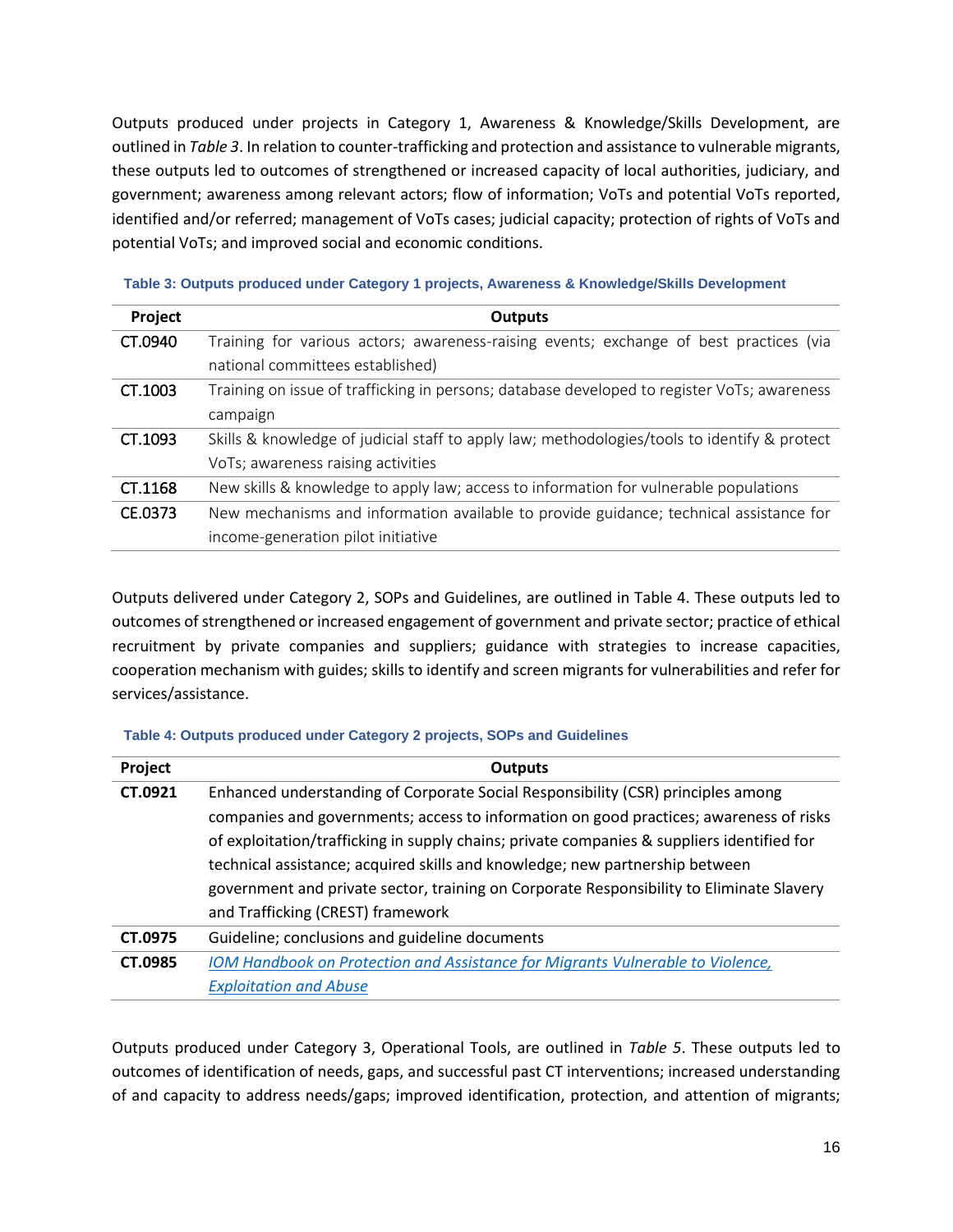Outputs produced under projects in Category 1, Awareness & Knowledge/Skills Development, are outlined in *Table 3*. In relation to counter-trafficking and protection and assistance to vulnerable migrants, these outputs led to outcomes of strengthened or increased capacity of local authorities, judiciary, and government; awareness among relevant actors; flow of information; VoTs and potential VoTs reported, identified and/or referred; management of VoTs cases; judicial capacity; protection of rights of VoTs and potential VoTs; and improved social and economic conditions.

**Table 3: Outputs produced under Category 1 projects, Awareness & Knowledge/Skills Development**

| Project | Outputs |
|---|---|
| CT.0940 | Training for various actors; awareness-raising events; exchange of best practices (via national committees established) |
| CT.1003 | Training on issue of trafficking in persons; database developed to register VoTs; awareness campaign |
| CT.1093 | Skills & knowledge of judicial staff to apply law; methodologies/tools to identify & protect VoTs; awareness raising activities |
| CT.1168 | New skills & knowledge to apply law; access to information for vulnerable populations |
| CE.0373 | New mechanisms and information available to provide guidance; technical assistance for income-generation pilot initiative |

Outputs delivered under Category 2, SOPs and Guidelines, are outlined in Table 4. These outputs led to outcomes of strengthened or increased engagement of government and private sector; practice of ethical recruitment by private companies and suppliers; guidance with strategies to increase capacities, cooperation mechanism with guides; skills to identify and screen migrants for vulnerabilities and refer for services/assistance.

**Table 4: Outputs produced under Category 2 projects, SOPs and Guidelines**

| Project | Outputs |
|---|---|
| **CT.0921** | Enhanced understanding of Corporate Social Responsibility (CSR) principles among companies and governments; access to information on good practices; awareness of risks of exploitation/trafficking in supply chains; private companies & suppliers identified for technical assistance; acquired skills and knowledge; new partnership between government and private sector, training on Corporate Responsibility to Eliminate Slavery and Trafficking (CREST) framework |
| **CT.0975** | Guideline; conclusions and guideline documents |
| **CT.0985** | *IOM Handbook on Protection and Assistance for Migrants Vulnerable to Violence, Exploitation and Abuse* |

Outputs produced under Category 3, Operational Tools, are outlined in *Table 5*. These outputs led to outcomes of identification of needs, gaps, and successful past CT interventions; increased understanding of and capacity to address needs/gaps; improved identification, protection, and attention of migrants;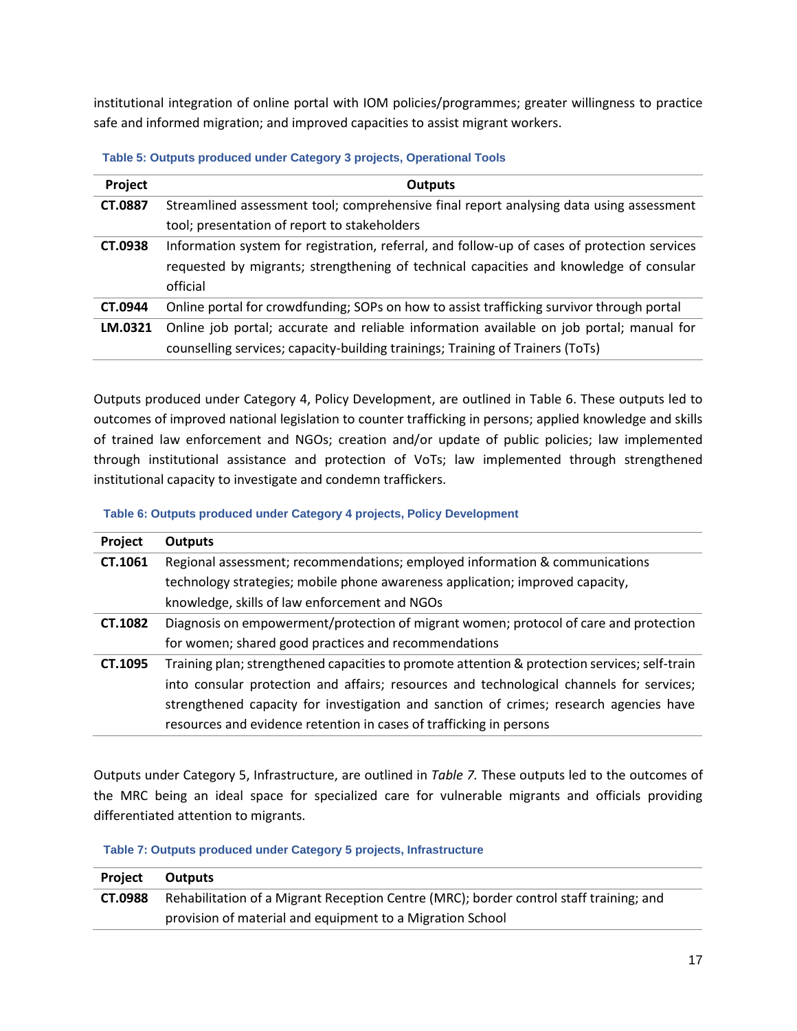institutional integration of online portal with IOM policies/programmes; greater willingness to practice safe and informed migration; and improved capacities to assist migrant workers.

**Table 5: Outputs produced under Category 3 projects, Operational Tools**

| Project | Outputs |
|---|---|
| **CT.0887** | Streamlined assessment tool; comprehensive final report analysing data using assessment tool; presentation of report to stakeholders |
| **CT.0938** | Information system for registration, referral, and follow-up of cases of protection services requested by migrants; strengthening of technical capacities and knowledge of consular official |
| **CT.0944** | Online portal for crowdfunding; SOPs on how to assist trafficking survivor through portal |
| **LM.0321** | Online job portal; accurate and reliable information available on job portal; manual for counselling services; capacity-building trainings; Training of Trainers (ToTs) |

Outputs produced under Category 4, Policy Development, are outlined in Table 6. These outputs led to outcomes of improved national legislation to counter trafficking in persons; applied knowledge and skills of trained law enforcement and NGOs; creation and/or update of public policies; law implemented through institutional assistance and protection of VoTs; law implemented through strengthened institutional capacity to investigate and condemn traffickers.

**Table 6: Outputs produced under Category 4 projects, Policy Development**

| Project | Outputs |
|---|---|
| **CT.1061** | Regional assessment; recommendations; employed information & communications technology strategies; mobile phone awareness application; improved capacity, knowledge, skills of law enforcement and NGOs |
| **CT.1082** | Diagnosis on empowerment/protection of migrant women; protocol of care and protection for women; shared good practices and recommendations |
| **CT.1095** | Training plan; strengthened capacities to promote attention & protection services; self-train into consular protection and affairs; resources and technological channels for services; strengthened capacity for investigation and sanction of crimes; research agencies have resources and evidence retention in cases of trafficking in persons |

Outputs under Category 5, Infrastructure, are outlined in *Table 7.* These outputs led to the outcomes of the MRC being an ideal space for specialized care for vulnerable migrants and officials providing differentiated attention to migrants.

**Table 7: Outputs produced under Category 5 projects, Infrastructure**

| Project | Outputs |
|---|---|
| **CT.0988** | Rehabilitation of a Migrant Reception Centre (MRC); border control staff training; and provision of material and equipment to a Migration School |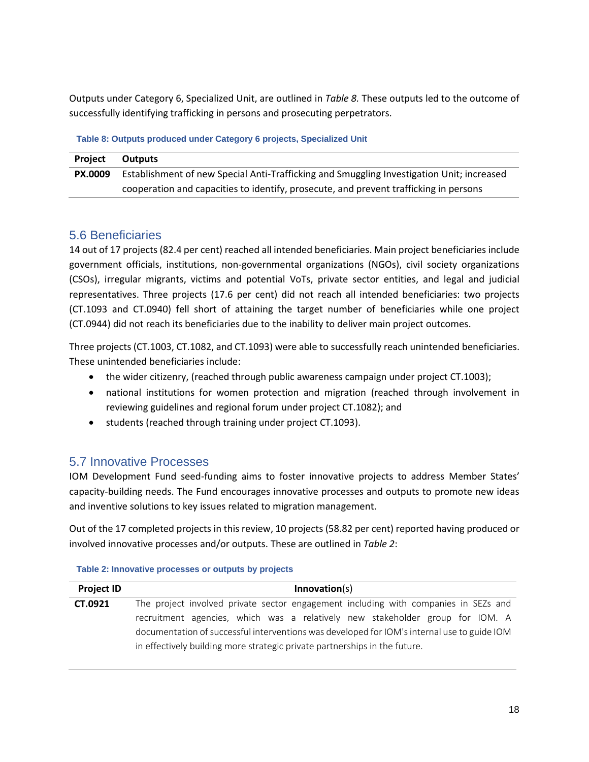Outputs under Category 6, Specialized Unit, are outlined in *Table 8.* These outputs led to the outcome of successfully identifying trafficking in persons and prosecuting perpetrators.

**Table 8: Outputs produced under Category 6 projects, Specialized Unit**

| Project | Outputs |
|---|---|
| **PX.0009** | Establishment of new Special Anti-Trafficking and Smuggling Investigation Unit; increased cooperation and capacities to identify, prosecute, and prevent trafficking in persons |

## 5.6 Beneficiaries

14 out of 17 projects (82.4 per cent) reached all intended beneficiaries. Main project beneficiaries include government officials, institutions, non-governmental organizations (NGOs), civil society organizations (CSOs), irregular migrants, victims and potential VoTs, private sector entities, and legal and judicial representatives. Three projects (17.6 per cent) did not reach all intended beneficiaries: two projects (CT.1093 and CT.0940) fell short of attaining the target number of beneficiaries while one project (CT.0944) did not reach its beneficiaries due to the inability to deliver main project outcomes.

Three projects (CT.1003, CT.1082, and CT.1093) were able to successfully reach unintended beneficiaries. These unintended beneficiaries include:

- the wider citizenry, (reached through public awareness campaign under project CT.1003);
- national institutions for women protection and migration (reached through involvement in reviewing guidelines and regional forum under project CT.1082); and
- students (reached through training under project CT.1093).

## 5.7 Innovative Processes

IOM Development Fund seed-funding aims to foster innovative projects to address Member States' capacity-building needs. The Fund encourages innovative processes and outputs to promote new ideas and inventive solutions to key issues related to migration management.

Out of the 17 completed projects in this review, 10 projects (58.82 per cent) reported having produced or involved innovative processes and/or outputs. These are outlined in *Table 2*:

**Table 2: Innovative processes or outputs by projects**

| Project ID | **Innovation**(s) |
|---|---|
| **CT.0921** | The project involved private sector engagement including with companies in SEZs and recruitment agencies, which was a relatively new stakeholder group for IOM. A documentation of successful interventions was developed for IOM's internal use to guide IOM in effectively building more strategic private partnerships in the future. |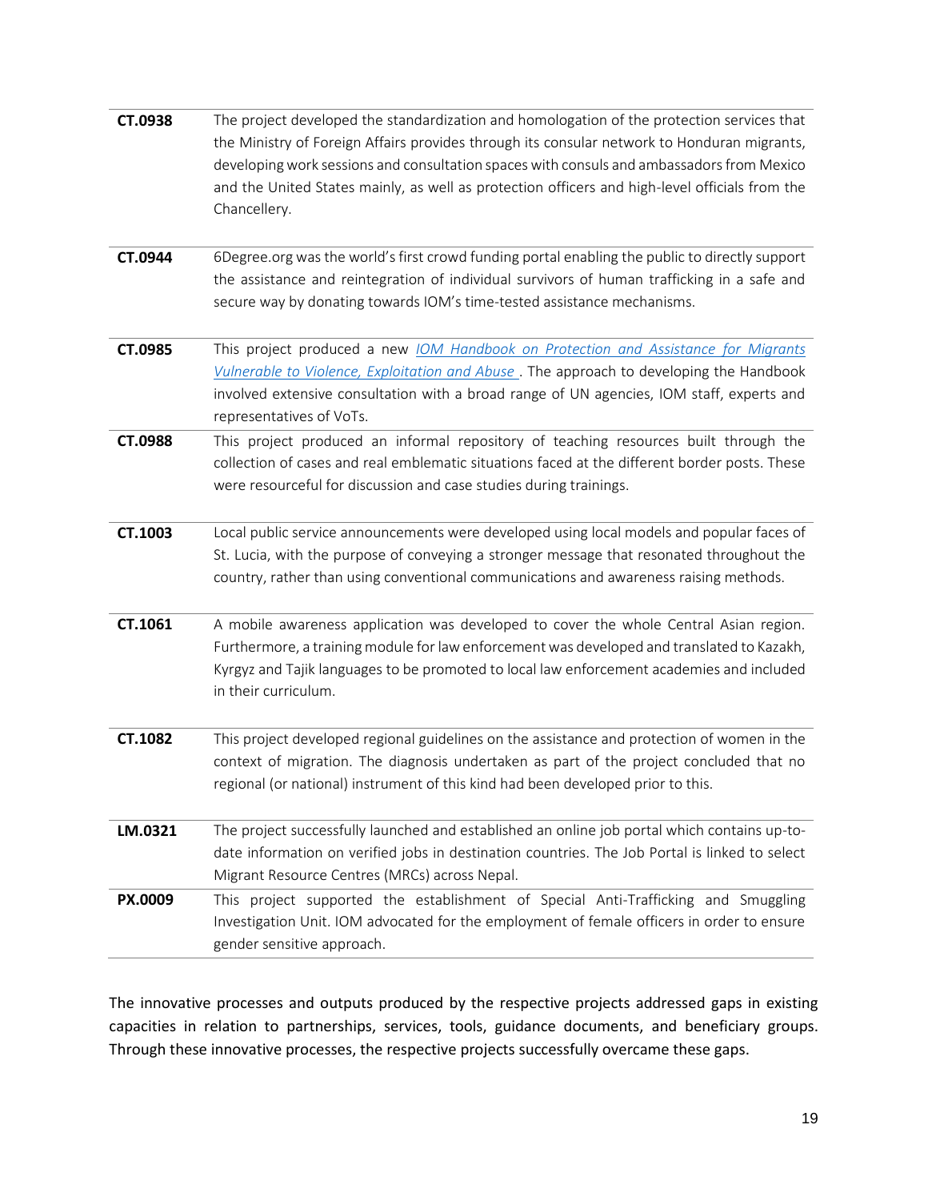| | |
|---|---|
| **CT.0938** | The project developed the standardization and homologation of the protection services that the Ministry of Foreign Affairs provides through its consular network to Honduran migrants, developing work sessions and consultation spaces with consuls and ambassadors from Mexico and the United States mainly, as well as protection officers and high-level officials from the Chancellery. |
| **CT.0944** | 6Degree.org was the world's first crowd funding portal enabling the public to directly support the assistance and reintegration of individual survivors of human trafficking in a safe and secure way by donating towards IOM's time-tested assistance mechanisms. |
| **CT.0985** | This project produced a new *IOM Handbook on Protection and Assistance for Migrants Vulnerable to Violence, Exploitation and Abuse* . The approach to developing the Handbook involved extensive consultation with a broad range of UN agencies, IOM staff, experts and representatives of VoTs. |
| **CT.0988** | This project produced an informal repository of teaching resources built through the collection of cases and real emblematic situations faced at the different border posts. These were resourceful for discussion and case studies during trainings. |
| **CT.1003** | Local public service announcements were developed using local models and popular faces of St. Lucia, with the purpose of conveying a stronger message that resonated throughout the country, rather than using conventional communications and awareness raising methods. |
| **CT.1061** | A mobile awareness application was developed to cover the whole Central Asian region. Furthermore, a training module for law enforcement was developed and translated to Kazakh, Kyrgyz and Tajik languages to be promoted to local law enforcement academies and included in their curriculum. |
| **CT.1082** | This project developed regional guidelines on the assistance and protection of women in the context of migration. The diagnosis undertaken as part of the project concluded that no regional (or national) instrument of this kind had been developed prior to this. |
| **LM.0321** | The project successfully launched and established an online job portal which contains up-to-date information on verified jobs in destination countries. The Job Portal is linked to select Migrant Resource Centres (MRCs) across Nepal. |
| **PX.0009** | This project supported the establishment of Special Anti-Trafficking and Smuggling Investigation Unit. IOM advocated for the employment of female officers in order to ensure gender sensitive approach. |

The innovative processes and outputs produced by the respective projects addressed gaps in existing capacities in relation to partnerships, services, tools, guidance documents, and beneficiary groups. Through these innovative processes, the respective projects successfully overcame these gaps.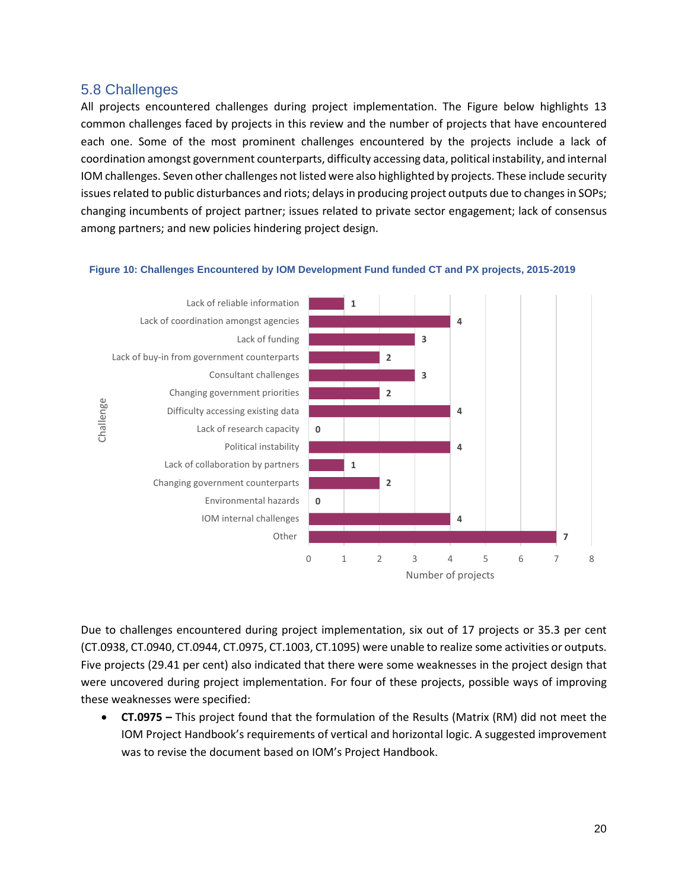## 5.8 Challenges

All projects encountered challenges during project implementation. The Figure below highlights 13 common challenges faced by projects in this review and the number of projects that have encountered each one. Some of the most prominent challenges encountered by the projects include a lack of coordination amongst government counterparts, difficulty accessing data, political instability, and internal IOM challenges. Seven other challenges not listed were also highlighted by projects. These include security issues related to public disturbances and riots; delays in producing project outputs due to changes in SOPs; changing incumbents of project partner; issues related to private sector engagement; lack of consensus among partners; and new policies hindering project design.

**Figure 10: Challenges Encountered by IOM Development Fund funded CT and PX projects, 2015-2019**

| Challenge | Number of projects |
|---|---|
| Lack of reliable information | 1 |
| Lack of coordination amongst agencies | 4 |
| Lack of funding | 3 |
| Lack of buy-in from government counterparts | 2 |
| Consultant challenges | 3 |
| Changing government priorities | 2 |
| Difficulty accessing existing data | 4 |
| Lack of research capacity | 0 |
| Political instability | 4 |
| Lack of collaboration by partners | 1 |
| Changing government counterparts | 2 |
| Environmental hazards | 0 |
| IOM internal challenges | 4 |
| Other | 7 |

Due to challenges encountered during project implementation, six out of 17 projects or 35.3 per cent (CT.0938, CT.0940, CT.0944, CT.0975, CT.1003, CT.1095) were unable to realize some activities or outputs. Five projects (29.41 per cent) also indicated that there were some weaknesses in the project design that were uncovered during project implementation. For four of these projects, possible ways of improving these weaknesses were specified:

- **CT.0975 –** This project found that the formulation of the Results (Matrix (RM) did not meet the IOM Project Handbook's requirements of vertical and horizontal logic. A suggested improvement was to revise the document based on IOM's Project Handbook.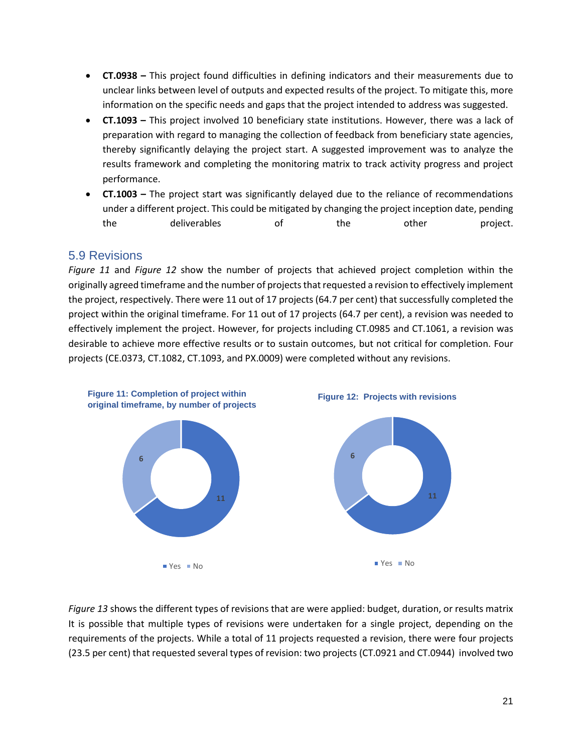- **CT.0938 –** This project found difficulties in defining indicators and their measurements due to unclear links between level of outputs and expected results of the project. To mitigate this, more information on the specific needs and gaps that the project intended to address was suggested.
- **CT.1093 –** This project involved 10 beneficiary state institutions. However, there was a lack of preparation with regard to managing the collection of feedback from beneficiary state agencies, thereby significantly delaying the project start. A suggested improvement was to analyze the results framework and completing the monitoring matrix to track activity progress and project performance.
- **CT.1003 –** The project start was significantly delayed due to the reliance of recommendations under a different project. This could be mitigated by changing the project inception date, pending the deliverables of the other project.

## 5.9 Revisions

*Figure 11* and *Figure 12* show the number of projects that achieved project completion within the originally agreed timeframe and the number of projects that requested a revision to effectively implement the project, respectively. There were 11 out of 17 projects (64.7 per cent) that successfully completed the project within the original timeframe. For 11 out of 17 projects (64.7 per cent), a revision was needed to effectively implement the project. However, for projects including CT.0985 and CT.1061, a revision was desirable to achieve more effective results or to sustain outcomes, but not critical for completion. Four projects (CE.0373, CT.1082, CT.1093, and PX.0009) were completed without any revisions.

**Figure 11: Completion of project within original timeframe, by number of projects**

| | Number of projects |
|---|---|
| Yes | 11 |
| No | 6 |

**Figure 12: Projects with revisions**

| | Number of projects |
|---|---|
| Yes | 11 |
| No | 6 |

*Figure 13* shows the different types of revisions that are were applied: budget, duration, or results matrix It is possible that multiple types of revisions were undertaken for a single project, depending on the requirements of the projects. While a total of 11 projects requested a revision, there were four projects (23.5 per cent) that requested several types of revision: two projects (CT.0921 and CT.0944) involved two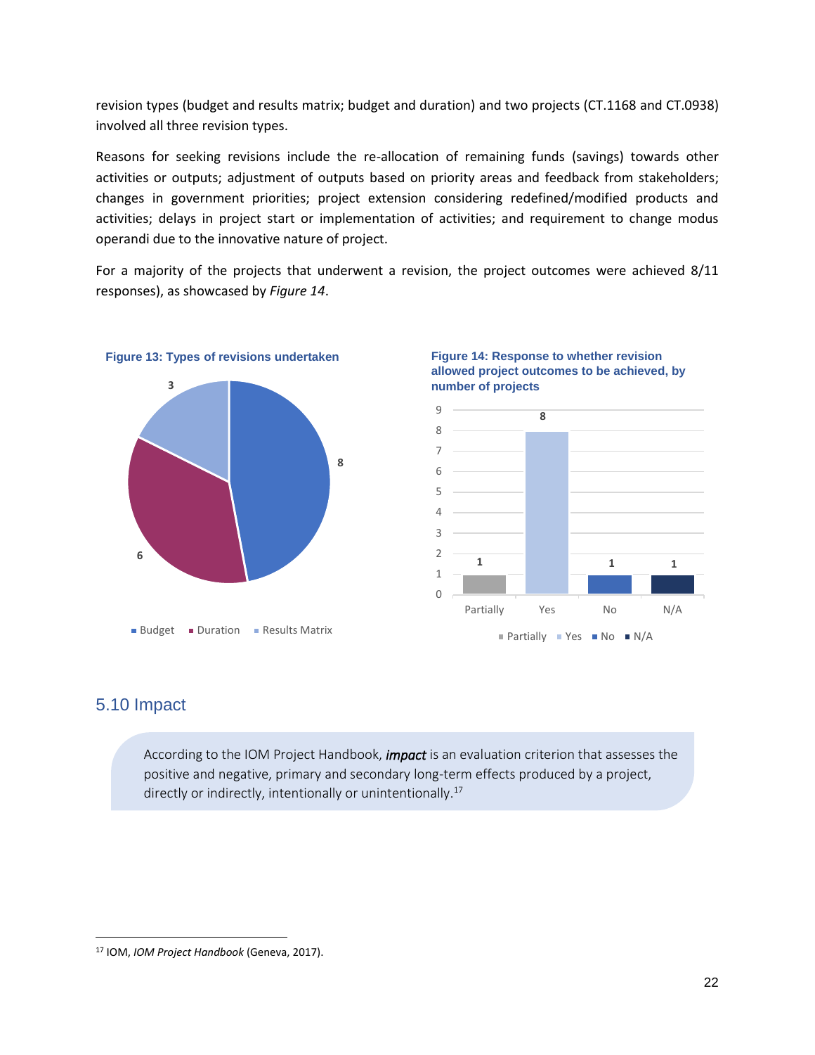revision types (budget and results matrix; budget and duration) and two projects (CT.1168 and CT.0938) involved all three revision types.

Reasons for seeking revisions include the re-allocation of remaining funds (savings) towards other activities or outputs; adjustment of outputs based on priority areas and feedback from stakeholders; changes in government priorities; project extension considering redefined/modified products and activities; delays in project start or implementation of activities; and requirement to change modus operandi due to the innovative nature of project.

For a majority of the projects that underwent a revision, the project outcomes were achieved 8/11 responses), as showcased by *Figure 14*.

**Figure 13: Types of revisions undertaken**

| Type | Number |
|---|---|
| Budget | 8 |
| Duration | 6 |
| Results Matrix | 3 |

**Figure 14: Response to whether revision allowed project outcomes to be achieved, by number of projects**

| Response | Number |
|---|---|
| Partially | 1 |
| Yes | 8 |
| No | 1 |
| N/A | 1 |

## 5.10 Impact

According to the IOM Project Handbook, ***impact*** is an evaluation criterion that assesses the positive and negative, primary and secondary long-term effects produced by a project, directly or indirectly, intentionally or unintentionally.[17]

[17] IOM, *IOM Project Handbook* (Geneva, 2017).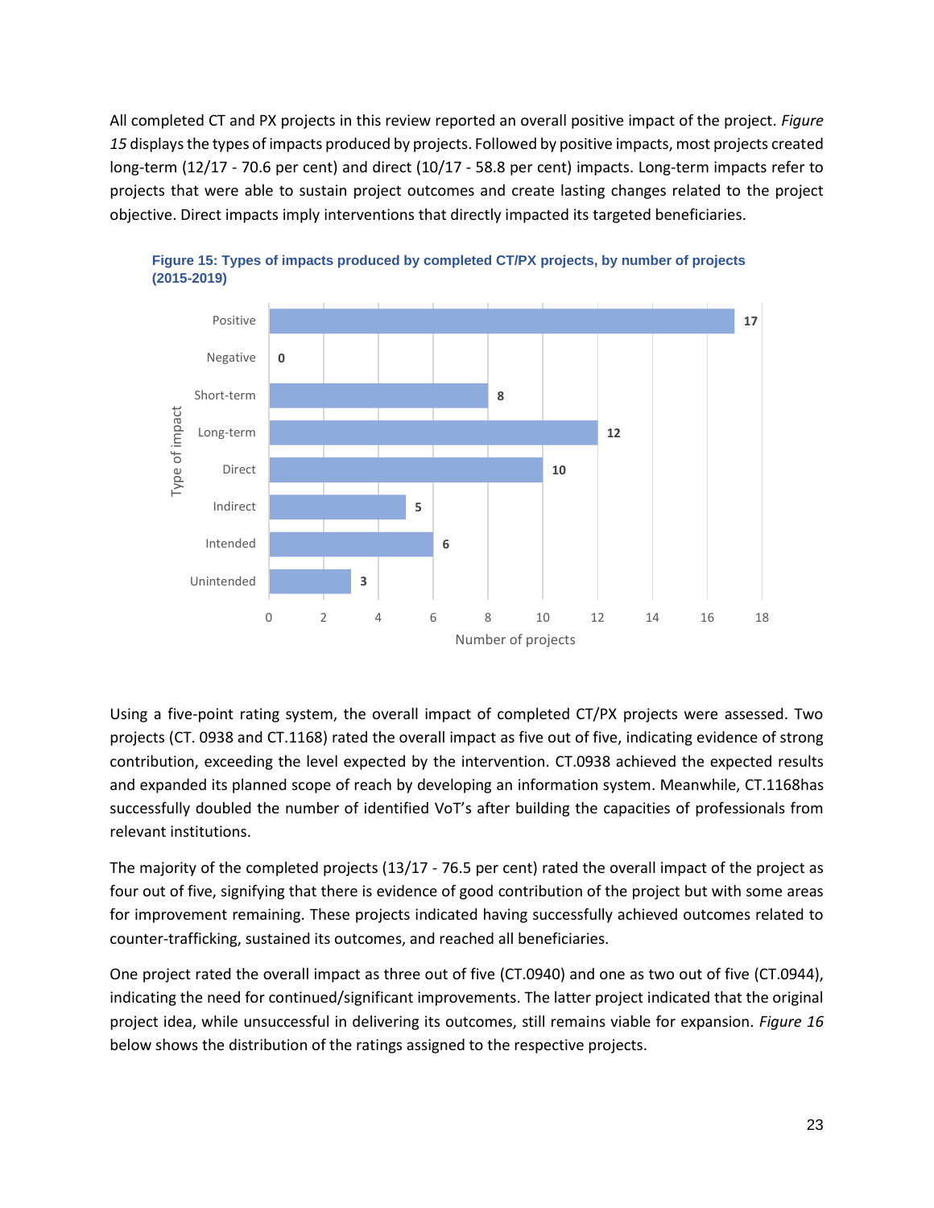All completed CT and PX projects in this review reported an overall positive impact of the project. *Figure 15* displays the types of impacts produced by projects. Followed by positive impacts, most projects created long-term (12/17 - 70.6 per cent) and direct (10/17 - 58.8 per cent) impacts. Long-term impacts refer to projects that were able to sustain project outcomes and create lasting changes related to the project objective. Direct impacts imply interventions that directly impacted its targeted beneficiaries.

**Figure 15: Types of impacts produced by completed CT/PX projects, by number of projects (2015-2019)**

| Type of impact | Number of projects |
|---|---|
| Positive | 17 |
| Negative | 0 |
| Short-term | 8 |
| Long-term | 12 |
| Direct | 10 |
| Indirect | 5 |
| Intended | 6 |
| Unintended | 3 |

Using a five-point rating system, the overall impact of completed CT/PX projects were assessed. Two projects (CT. 0938 and CT.1168) rated the overall impact as five out of five, indicating evidence of strong contribution, exceeding the level expected by the intervention. CT.0938 achieved the expected results and expanded its planned scope of reach by developing an information system. Meanwhile, CT.1168has successfully doubled the number of identified VoT's after building the capacities of professionals from relevant institutions.

The majority of the completed projects (13/17 - 76.5 per cent) rated the overall impact of the project as four out of five, signifying that there is evidence of good contribution of the project but with some areas for improvement remaining. These projects indicated having successfully achieved outcomes related to counter-trafficking, sustained its outcomes, and reached all beneficiaries.

One project rated the overall impact as three out of five (CT.0940) and one as two out of five (CT.0944), indicating the need for continued/significant improvements. The latter project indicated that the original project idea, while unsuccessful in delivering its outcomes, still remains viable for expansion. *Figure 16* below shows the distribution of the ratings assigned to the respective projects.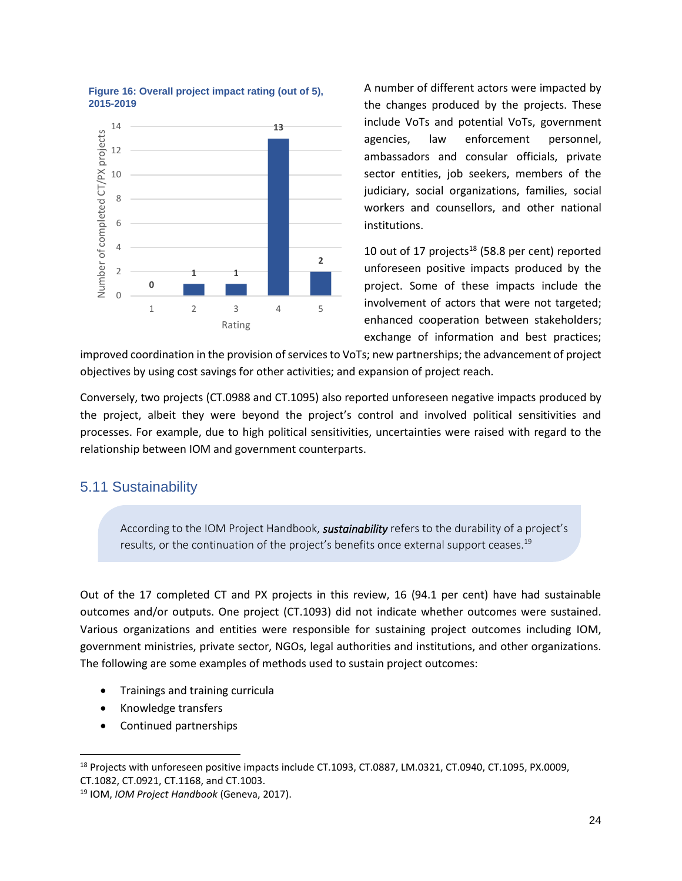**Figure 16: Overall project impact rating (out of 5), 2015-2019**

| Rating | Number of completed CT/PX projects |
| --- | --- |
| 1 | 0 |
| 2 | 1 |
| 3 | 1 |
| 4 | 13 |
| 5 | 2 |

A number of different actors were impacted by the changes produced by the projects. These include VoTs and potential VoTs, government agencies, law enforcement personnel, ambassadors and consular officials, private sector entities, job seekers, members of the judiciary, social organizations, families, social workers and counsellors, and other national institutions.

10 out of 17 projects[18] (58.8 per cent) reported unforeseen positive impacts produced by the project. Some of these impacts include the involvement of actors that were not targeted; enhanced cooperation between stakeholders; exchange of information and best practices; improved coordination in the provision of services to VoTs; new partnerships; the advancement of project objectives by using cost savings for other activities; and expansion of project reach.

Conversely, two projects (CT.0988 and CT.1095) also reported unforeseen negative impacts produced by the project, albeit they were beyond the project's control and involved political sensitivities and processes. For example, due to high political sensitivities, uncertainties were raised with regard to the relationship between IOM and government counterparts.

## 5.11 Sustainability

> According to the IOM Project Handbook, ***sustainability*** refers to the durability of a project's results, or the continuation of the project's benefits once external support ceases.[19]

Out of the 17 completed CT and PX projects in this review, 16 (94.1 per cent) have had sustainable outcomes and/or outputs. One project (CT.1093) did not indicate whether outcomes were sustained. Various organizations and entities were responsible for sustaining project outcomes including IOM, government ministries, private sector, NGOs, legal authorities and institutions, and other organizations. The following are some examples of methods used to sustain project outcomes:

- Trainings and training curricula
- Knowledge transfers
- Continued partnerships

---

[18] Projects with unforeseen positive impacts include CT.1093, CT.0887, LM.0321, CT.0940, CT.1095, PX.0009, CT.1082, CT.0921, CT.1168, and CT.1003.

[19] IOM, *IOM Project Handbook* (Geneva, 2017).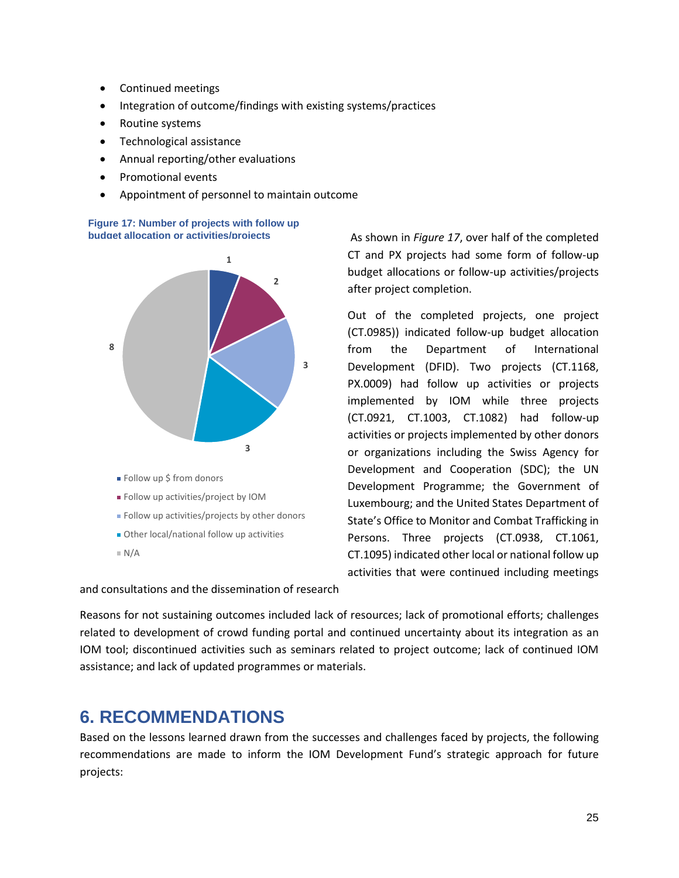- Continued meetings
- Integration of outcome/findings with existing systems/practices
- Routine systems
- Technological assistance
- Annual reporting/other evaluations
- Promotional events
- Appointment of personnel to maintain outcome

**Figure 17: Number of projects with follow up budget allocation or activities/projects**

- Follow up $ from donors: 1
- Follow up activities/project by IOM: 2
- Follow up activities/projects by other donors: 3
- Other local/national follow up activities: 3
- N/A: 8

As shown in *Figure 17*, over half of the completed CT and PX projects had some form of follow-up budget allocations or follow-up activities/projects after project completion.

Out of the completed projects, one project (CT.0985)) indicated follow-up budget allocation from the Department of International Development (DFID). Two projects (CT.1168, PX.0009) had follow up activities or projects implemented by IOM while three projects (CT.0921, CT.1003, CT.1082) had follow-up activities or projects implemented by other donors or organizations including the Swiss Agency for Development and Cooperation (SDC); the UN Development Programme; the Government of Luxembourg; and the United States Department of State's Office to Monitor and Combat Trafficking in Persons. Three projects (CT.0938, CT.1061, CT.1095) indicated other local or national follow up activities that were continued including meetings and consultations and the dissemination of research

Reasons for not sustaining outcomes included lack of resources; lack of promotional efforts; challenges related to development of crowd funding portal and continued uncertainty about its integration as an IOM tool; discontinued activities such as seminars related to project outcome; lack of continued IOM assistance; and lack of updated programmes or materials.

# 6. RECOMMENDATIONS

Based on the lessons learned drawn from the successes and challenges faced by projects, the following recommendations are made to inform the IOM Development Fund's strategic approach for future projects: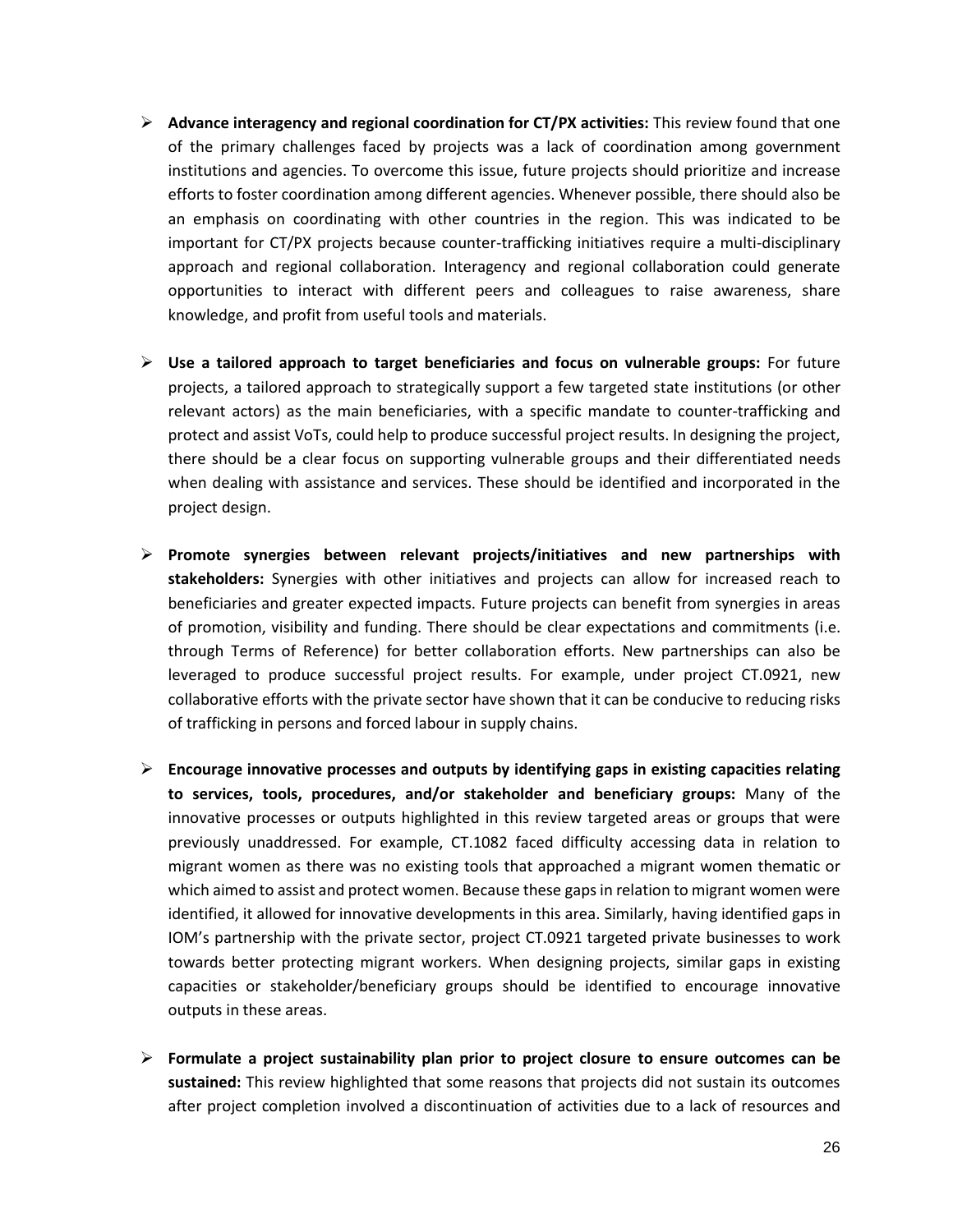- **Advance interagency and regional coordination for CT/PX activities:** This review found that one of the primary challenges faced by projects was a lack of coordination among government institutions and agencies. To overcome this issue, future projects should prioritize and increase efforts to foster coordination among different agencies. Whenever possible, there should also be an emphasis on coordinating with other countries in the region. This was indicated to be important for CT/PX projects because counter-trafficking initiatives require a multi-disciplinary approach and regional collaboration. Interagency and regional collaboration could generate opportunities to interact with different peers and colleagues to raise awareness, share knowledge, and profit from useful tools and materials.

- **Use a tailored approach to target beneficiaries and focus on vulnerable groups:** For future projects, a tailored approach to strategically support a few targeted state institutions (or other relevant actors) as the main beneficiaries, with a specific mandate to counter-trafficking and protect and assist VoTs, could help to produce successful project results. In designing the project, there should be a clear focus on supporting vulnerable groups and their differentiated needs when dealing with assistance and services. These should be identified and incorporated in the project design.

- **Promote synergies between relevant projects/initiatives and new partnerships with stakeholders:** Synergies with other initiatives and projects can allow for increased reach to beneficiaries and greater expected impacts. Future projects can benefit from synergies in areas of promotion, visibility and funding. There should be clear expectations and commitments (i.e. through Terms of Reference) for better collaboration efforts. New partnerships can also be leveraged to produce successful project results. For example, under project CT.0921, new collaborative efforts with the private sector have shown that it can be conducive to reducing risks of trafficking in persons and forced labour in supply chains.

- **Encourage innovative processes and outputs by identifying gaps in existing capacities relating to services, tools, procedures, and/or stakeholder and beneficiary groups:** Many of the innovative processes or outputs highlighted in this review targeted areas or groups that were previously unaddressed. For example, CT.1082 faced difficulty accessing data in relation to migrant women as there was no existing tools that approached a migrant women thematic or which aimed to assist and protect women. Because these gaps in relation to migrant women were identified, it allowed for innovative developments in this area. Similarly, having identified gaps in IOM's partnership with the private sector, project CT.0921 targeted private businesses to work towards better protecting migrant workers. When designing projects, similar gaps in existing capacities or stakeholder/beneficiary groups should be identified to encourage innovative outputs in these areas.

- **Formulate a project sustainability plan prior to project closure to ensure outcomes can be sustained:** This review highlighted that some reasons that projects did not sustain its outcomes after project completion involved a discontinuation of activities due to a lack of resources and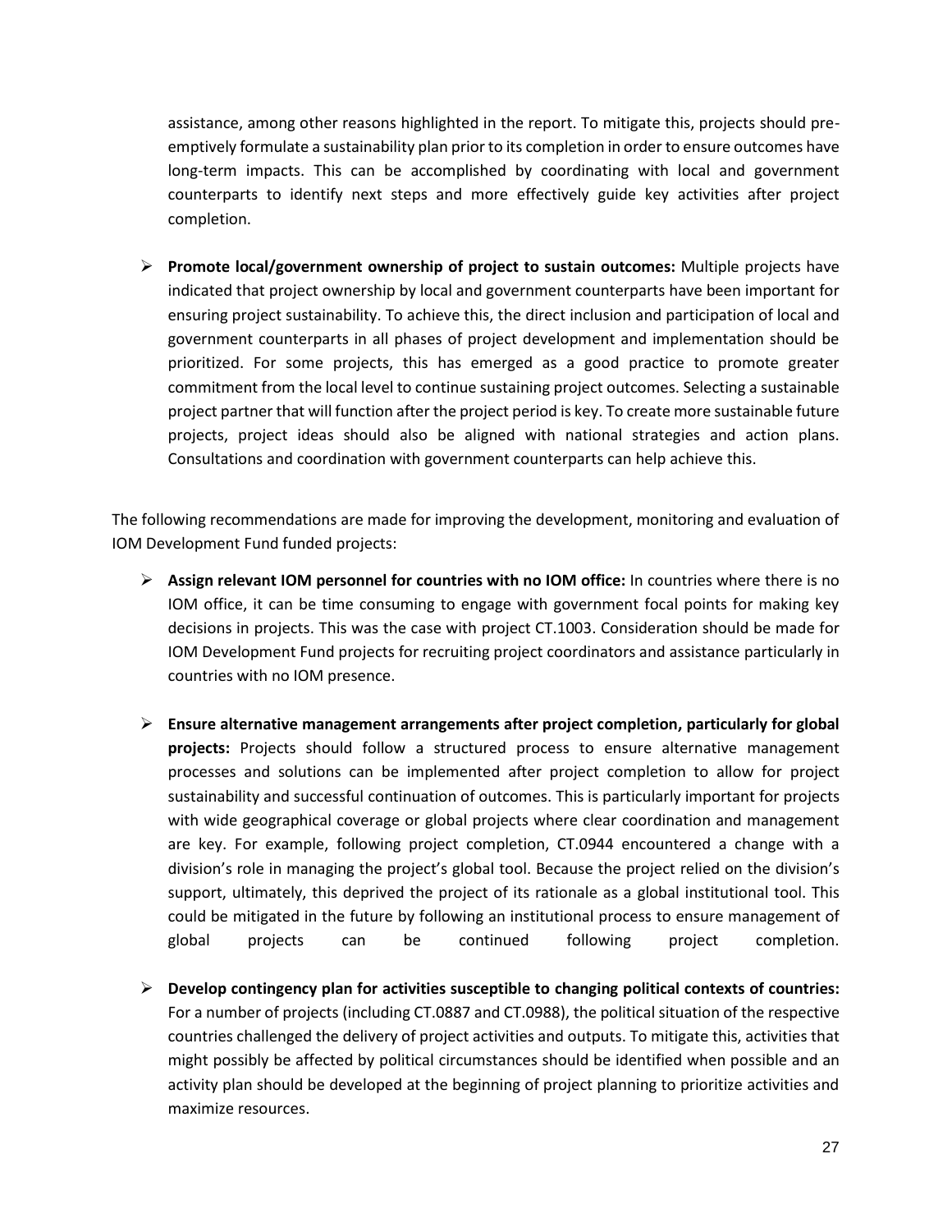assistance, among other reasons highlighted in the report. To mitigate this, projects should pre-emptively formulate a sustainability plan prior to its completion in order to ensure outcomes have long-term impacts. This can be accomplished by coordinating with local and government counterparts to identify next steps and more effectively guide key activities after project completion.

- **Promote local/government ownership of project to sustain outcomes:** Multiple projects have indicated that project ownership by local and government counterparts have been important for ensuring project sustainability. To achieve this, the direct inclusion and participation of local and government counterparts in all phases of project development and implementation should be prioritized. For some projects, this has emerged as a good practice to promote greater commitment from the local level to continue sustaining project outcomes. Selecting a sustainable project partner that will function after the project period is key. To create more sustainable future projects, project ideas should also be aligned with national strategies and action plans. Consultations and coordination with government counterparts can help achieve this.

The following recommendations are made for improving the development, monitoring and evaluation of IOM Development Fund funded projects:

- **Assign relevant IOM personnel for countries with no IOM office:** In countries where there is no IOM office, it can be time consuming to engage with government focal points for making key decisions in projects. This was the case with project CT.1003. Consideration should be made for IOM Development Fund projects for recruiting project coordinators and assistance particularly in countries with no IOM presence.

- **Ensure alternative management arrangements after project completion, particularly for global projects:** Projects should follow a structured process to ensure alternative management processes and solutions can be implemented after project completion to allow for project sustainability and successful continuation of outcomes. This is particularly important for projects with wide geographical coverage or global projects where clear coordination and management are key. For example, following project completion, CT.0944 encountered a change with a division's role in managing the project's global tool. Because the project relied on the division's support, ultimately, this deprived the project of its rationale as a global institutional tool. This could be mitigated in the future by following an institutional process to ensure management of global projects can be continued following project completion.

- **Develop contingency plan for activities susceptible to changing political contexts of countries:** For a number of projects (including CT.0887 and CT.0988), the political situation of the respective countries challenged the delivery of project activities and outputs. To mitigate this, activities that might possibly be affected by political circumstances should be identified when possible and an activity plan should be developed at the beginning of project planning to prioritize activities and maximize resources.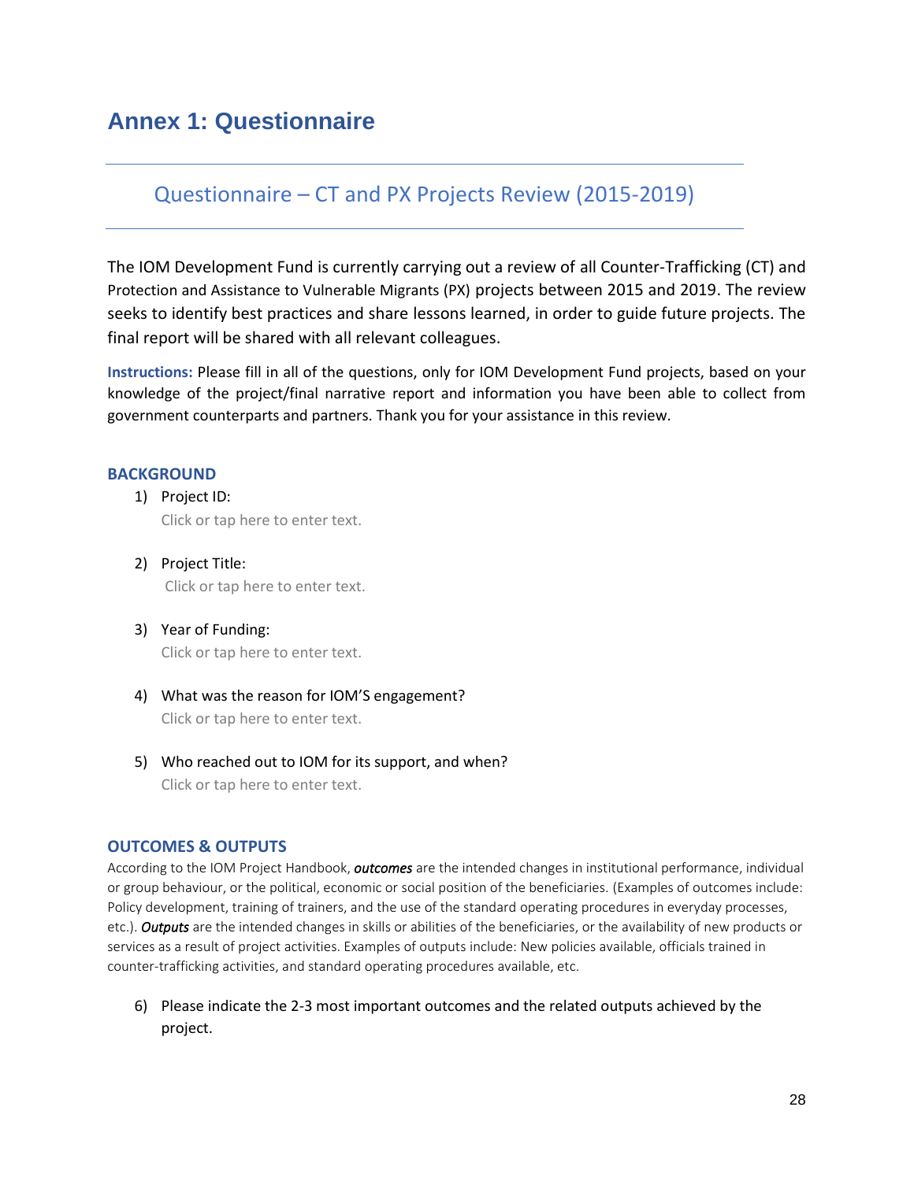# Annex 1: Questionnaire

## Questionnaire – CT and PX Projects Review (2015-2019)

The IOM Development Fund is currently carrying out a review of all Counter-Trafficking (CT) and Protection and Assistance to Vulnerable Migrants (PX) projects between 2015 and 2019. The review seeks to identify best practices and share lessons learned, in order to guide future projects. The final report will be shared with all relevant colleagues.

**Instructions:** Please fill in all of the questions, only for IOM Development Fund projects, based on your knowledge of the project/final narrative report and information you have been able to collect from government counterparts and partners. Thank you for your assistance in this review.

### BACKGROUND

1) Project ID:
   Click or tap here to enter text.

2) Project Title:
   Click or tap here to enter text.

3) Year of Funding:
   Click or tap here to enter text.

4) What was the reason for IOM'S engagement?
   Click or tap here to enter text.

5) Who reached out to IOM for its support, and when?
   Click or tap here to enter text.

### OUTCOMES & OUTPUTS

According to the IOM Project Handbook, ***outcomes*** are the intended changes in institutional performance, individual or group behaviour, or the political, economic or social position of the beneficiaries. (Examples of outcomes include: Policy development, training of trainers, and the use of the standard operating procedures in everyday processes, etc.). ***Outputs*** are the intended changes in skills or abilities of the beneficiaries, or the availability of new products or services as a result of project activities. Examples of outputs include: New policies available, officials trained in counter-trafficking activities, and standard operating procedures available, etc.

6) Please indicate the 2-3 most important outcomes and the related outputs achieved by the project.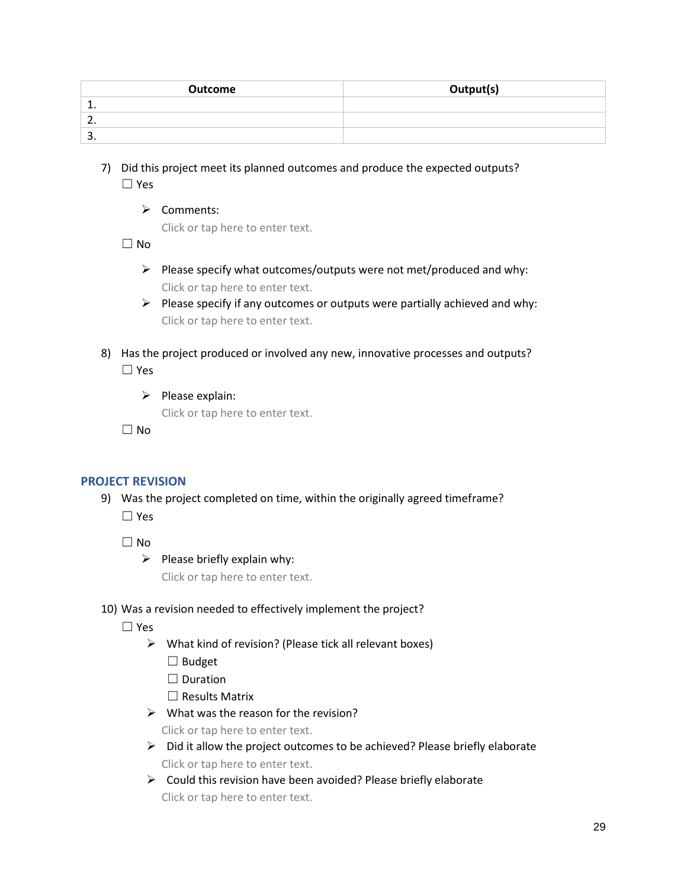| Outcome | Output(s) |
|---|---|
| 1. | |
| 2. | |
| 3. | |

7) Did this project meet its planned outcomes and produce the expected outputs?

☐ Yes

- Comments:
  Click or tap here to enter text.

☐ No

- Please specify what outcomes/outputs were not met/produced and why:
  Click or tap here to enter text.
- Please specify if any outcomes or outputs were partially achieved and why:
  Click or tap here to enter text.

8) Has the project produced or involved any new, innovative processes and outputs?

☐ Yes

- Please explain:
  Click or tap here to enter text.

☐ No

## PROJECT REVISION

9) Was the project completed on time, within the originally agreed timeframe?

☐ Yes

☐ No

- Please briefly explain why:
  Click or tap here to enter text.

10) Was a revision needed to effectively implement the project?

☐ Yes

- What kind of revision? (Please tick all relevant boxes)
  ☐ Budget
  ☐ Duration
  ☐ Results Matrix
- What was the reason for the revision?
  Click or tap here to enter text.
- Did it allow the project outcomes to be achieved? Please briefly elaborate
  Click or tap here to enter text.
- Could this revision have been avoided? Please briefly elaborate
  Click or tap here to enter text.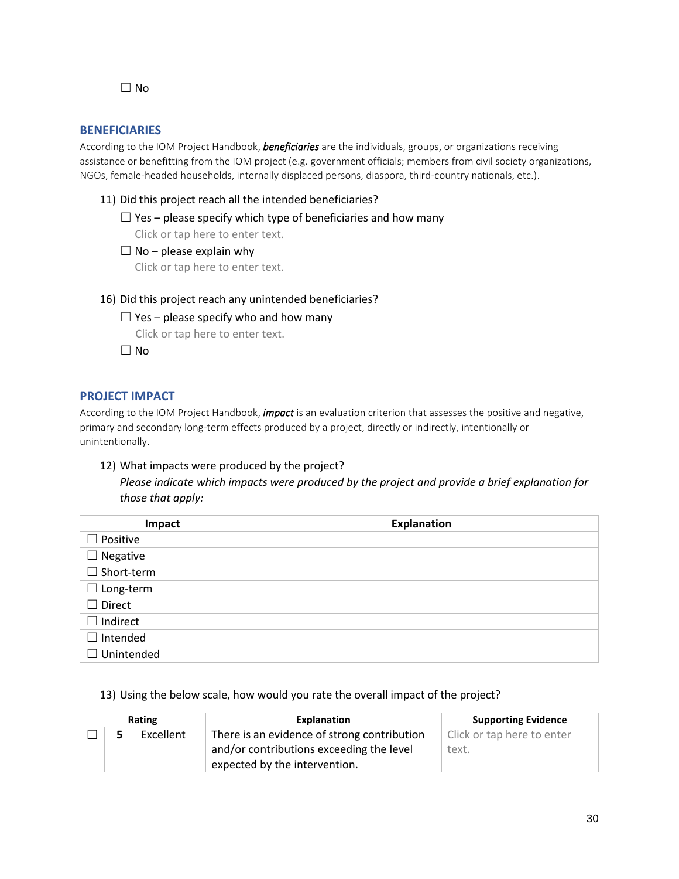☐ No

## BENEFICIARIES

According to the IOM Project Handbook, ***beneficiaries*** are the individuals, groups, or organizations receiving assistance or benefitting from the IOM project (e.g. government officials; members from civil society organizations, NGOs, female-headed households, internally displaced persons, diaspora, third-country nationals, etc.).

11) Did this project reach all the intended beneficiaries?

   ☐ Yes – please specify which type of beneficiaries and how many
   Click or tap here to enter text.

   ☐ No – please explain why
   Click or tap here to enter text.

16) Did this project reach any unintended beneficiaries?

   ☐ Yes – please specify who and how many
   Click or tap here to enter text.

   ☐ No

## PROJECT IMPACT

According to the IOM Project Handbook, ***impact*** is an evaluation criterion that assesses the positive and negative, primary and secondary long-term effects produced by a project, directly or indirectly, intentionally or unintentionally.

12) What impacts were produced by the project?
   *Please indicate which impacts were produced by the project and provide a brief explanation for those that apply:*

| Impact | Explanation |
|---|---|
| ☐ Positive | |
| ☐ Negative | |
| ☐ Short-term | |
| ☐ Long-term | |
| ☐ Direct | |
| ☐ Indirect | |
| ☐ Intended | |
| ☐ Unintended | |

13) Using the below scale, how would you rate the overall impact of the project?

| Rating | | | Explanation | Supporting Evidence |
|---|---|---|---|---|
| ☐ | **5** | Excellent | There is an evidence of strong contribution and/or contributions exceeding the level expected by the intervention. | Click or tap here to enter text. |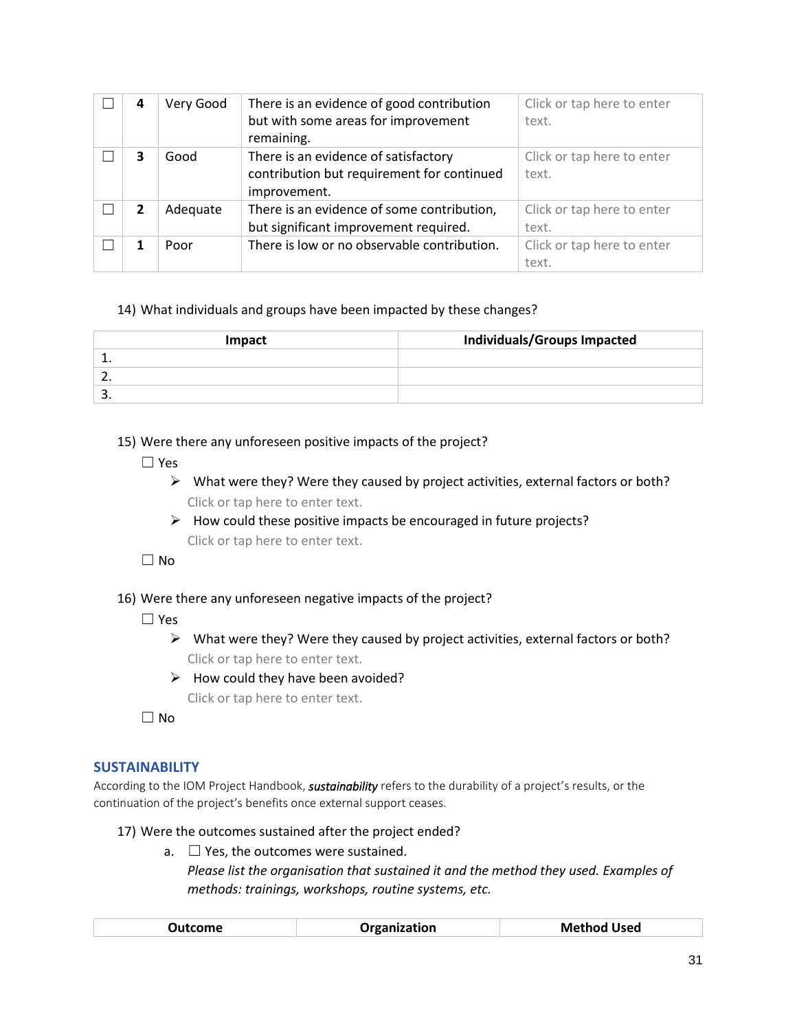| ☐ | 4 | Very Good | There is an evidence of good contribution but with some areas for improvement remaining. | Click or tap here to enter text. |
|---|---|---|---|---|
| ☐ | 3 | Good | There is an evidence of satisfactory contribution but requirement for continued improvement. | Click or tap here to enter text. |
| ☐ | 2 | Adequate | There is an evidence of some contribution, but significant improvement required. | Click or tap here to enter text. |
| ☐ | 1 | Poor | There is low or no observable contribution. | Click or tap here to enter text. |

14) What individuals and groups have been impacted by these changes?

| Impact | Individuals/Groups Impacted |
|---|---|
| 1. | |
| 2. | |
| 3. | |

15) Were there any unforeseen positive impacts of the project?

☐ Yes

- What were they? Were they caused by project activities, external factors or both?
  Click or tap here to enter text.
- How could these positive impacts be encouraged in future projects?
  Click or tap here to enter text.

☐ No

16) Were there any unforeseen negative impacts of the project?

☐ Yes

- What were they? Were they caused by project activities, external factors or both?
  Click or tap here to enter text.
- How could they have been avoided?
  Click or tap here to enter text.

☐ No

## SUSTAINABILITY

According to the IOM Project Handbook, ***sustainability*** refers to the durability of a project's results, or the continuation of the project's benefits once external support ceases.

17) Were the outcomes sustained after the project ended?

a. ☐ Yes, the outcomes were sustained.
*Please list the organisation that sustained it and the method they used. Examples of methods: trainings, workshops, routine systems, etc.*

| Outcome | Organization | Method Used |
|---|---|---|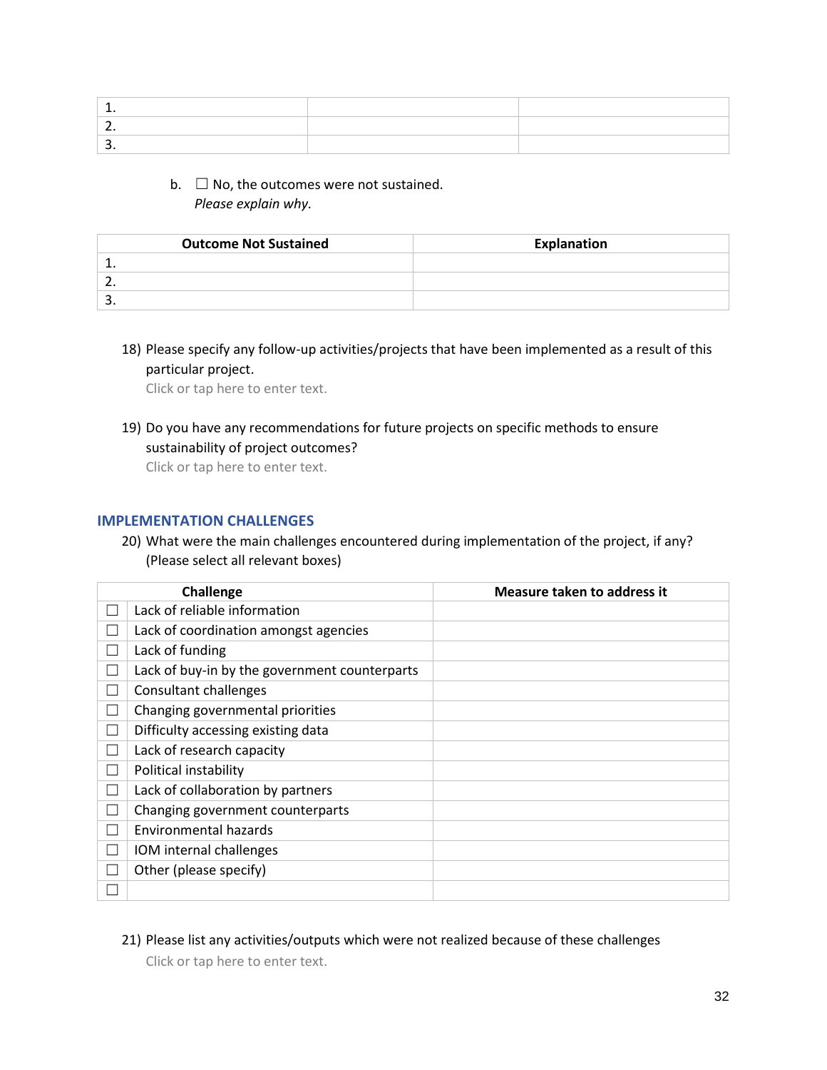| 1. | | |
|---|---|---|
| 2. | | |
| 3. | | |

b. ☐ No, the outcomes were not sustained.
*Please explain why.*

| Outcome Not Sustained | Explanation |
|---|---|
| 1. | |
| 2. | |
| 3. | |

18) Please specify any follow-up activities/projects that have been implemented as a result of this particular project.
Click or tap here to enter text.

19) Do you have any recommendations for future projects on specific methods to ensure sustainability of project outcomes?
Click or tap here to enter text.

## IMPLEMENTATION CHALLENGES

20) What were the main challenges encountered during implementation of the project, if any? (Please select all relevant boxes)

| | Challenge | Measure taken to address it |
|---|---|---|
| ☐ | Lack of reliable information | |
| ☐ | Lack of coordination amongst agencies | |
| ☐ | Lack of funding | |
| ☐ | Lack of buy-in by the government counterparts | |
| ☐ | Consultant challenges | |
| ☐ | Changing governmental priorities | |
| ☐ | Difficulty accessing existing data | |
| ☐ | Lack of research capacity | |
| ☐ | Political instability | |
| ☐ | Lack of collaboration by partners | |
| ☐ | Changing government counterparts | |
| ☐ | Environmental hazards | |
| ☐ | IOM internal challenges | |
| ☐ | Other (please specify) | |
| ☐ | | |

21) Please list any activities/outputs which were not realized because of these challenges
Click or tap here to enter text.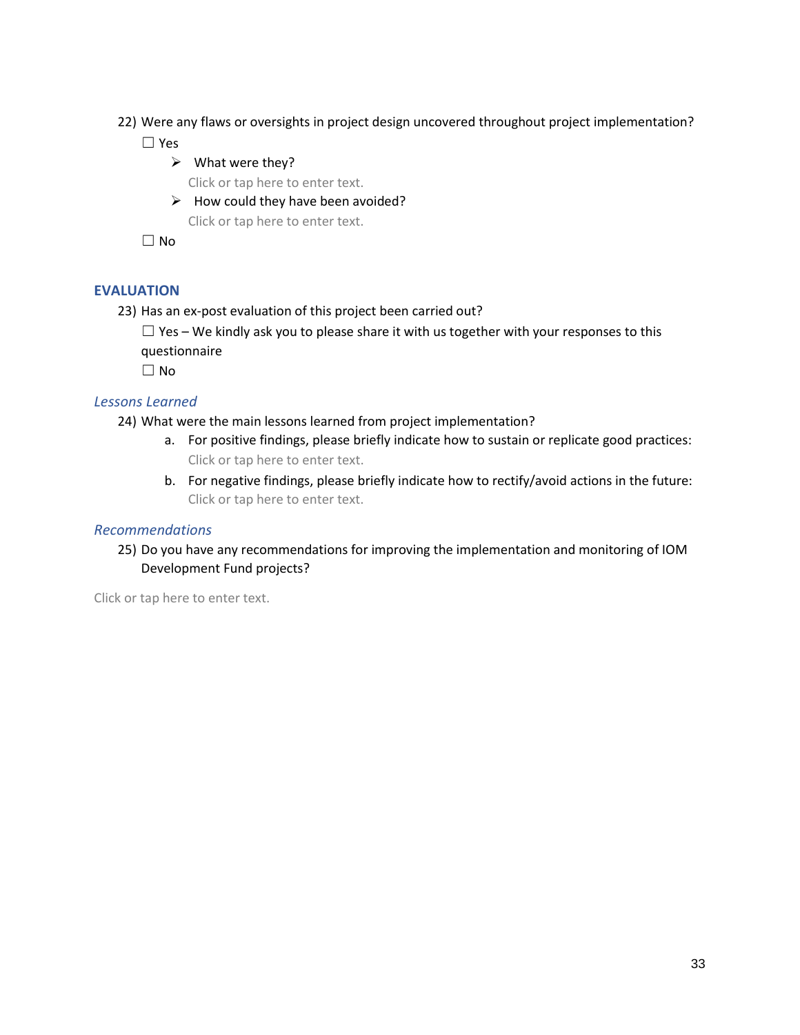22) Were any flaws or oversights in project design uncovered throughout project implementation?

☐ Yes

- What were they?

  Click or tap here to enter text.

- How could they have been avoided?

  Click or tap here to enter text.

☐ No

## EVALUATION

23) Has an ex-post evaluation of this project been carried out?

☐ Yes – We kindly ask you to please share it with us together with your responses to this questionnaire

☐ No

### *Lessons Learned*

24) What were the main lessons learned from project implementation?

   a. For positive findings, please briefly indicate how to sustain or replicate good practices:
      Click or tap here to enter text.

   b. For negative findings, please briefly indicate how to rectify/avoid actions in the future:
      Click or tap here to enter text.

### *Recommendations*

25) Do you have any recommendations for improving the implementation and monitoring of IOM Development Fund projects?

Click or tap here to enter text.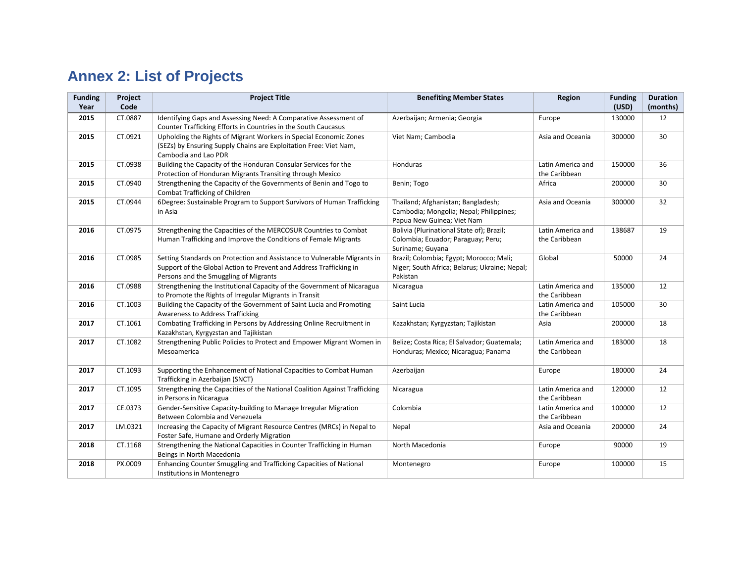# Annex 2: List of Projects

| Funding Year | Project Code | Project Title | Benefiting Member States | Region | Funding (USD) | Duration (months) |
|---|---|---|---|---|---|---|
| **2015** | CT.0887 | Identifying Gaps and Assessing Need: A Comparative Assessment of Counter Trafficking Efforts in Countries in the South Caucasus | Azerbaijan; Armenia; Georgia | Europe | 130000 | 12 |
| **2015** | CT.0921 | Upholding the Rights of Migrant Workers in Special Economic Zones (SEZs) by Ensuring Supply Chains are Exploitation Free: Viet Nam, Cambodia and Lao PDR | Viet Nam; Cambodia | Asia and Oceania | 300000 | 30 |
| **2015** | CT.0938 | Building the Capacity of the Honduran Consular Services for the Protection of Honduran Migrants Transiting through Mexico | Honduras | Latin America and the Caribbean | 150000 | 36 |
| **2015** | CT.0940 | Strengthening the Capacity of the Governments of Benin and Togo to Combat Trafficking of Children | Benin; Togo | Africa | 200000 | 30 |
| **2015** | CT.0944 | 6Degree: Sustainable Program to Support Survivors of Human Trafficking in Asia | Thailand; Afghanistan; Bangladesh; Cambodia; Mongolia; Nepal; Philippines; Papua New Guinea; Viet Nam | Asia and Oceania | 300000 | 32 |
| **2016** | CT.0975 | Strengthening the Capacities of the MERCOSUR Countries to Combat Human Trafficking and Improve the Conditions of Female Migrants | Bolivia (Plurinational State of); Brazil; Colombia; Ecuador; Paraguay; Peru; Suriname; Guyana | Latin America and the Caribbean | 138687 | 19 |
| **2016** | CT.0985 | Setting Standards on Protection and Assistance to Vulnerable Migrants in Support of the Global Action to Prevent and Address Trafficking in Persons and the Smuggling of Migrants | Brazil; Colombia; Egypt; Morocco; Mali; Niger; South Africa; Belarus; Ukraine; Nepal; Pakistan | Global | 50000 | 24 |
| **2016** | CT.0988 | Strengthening the Institutional Capacity of the Government of Nicaragua to Promote the Rights of Irregular Migrants in Transit | Nicaragua | Latin America and the Caribbean | 135000 | 12 |
| **2016** | CT.1003 | Building the Capacity of the Government of Saint Lucia and Promoting Awareness to Address Trafficking | Saint Lucia | Latin America and the Caribbean | 105000 | 30 |
| **2017** | CT.1061 | Combating Trafficking in Persons by Addressing Online Recruitment in Kazakhstan, Kyrgyzstan and Tajikistan | Kazakhstan; Kyrgyzstan; Tajikistan | Asia | 200000 | 18 |
| **2017** | CT.1082 | Strengthening Public Policies to Protect and Empower Migrant Women in Mesoamerica | Belize; Costa Rica; El Salvador; Guatemala; Honduras; Mexico; Nicaragua; Panama | Latin America and the Caribbean | 183000 | 18 |
| **2017** | CT.1093 | Supporting the Enhancement of National Capacities to Combat Human Trafficking in Azerbaijan (SNCT) | Azerbaijan | Europe | 180000 | 24 |
| **2017** | CT.1095 | Strengthening the Capacities of the National Coalition Against Trafficking in Persons in Nicaragua | Nicaragua | Latin America and the Caribbean | 120000 | 12 |
| **2017** | CE.0373 | Gender-Sensitive Capacity-building to Manage Irregular Migration Between Colombia and Venezuela | Colombia | Latin America and the Caribbean | 100000 | 12 |
| **2017** | LM.0321 | Increasing the Capacity of Migrant Resource Centres (MRCs) in Nepal to Foster Safe, Humane and Orderly Migration | Nepal | Asia and Oceania | 200000 | 24 |
| **2018** | CT.1168 | Strengthening the National Capacities in Counter Trafficking in Human Beings in North Macedonia | North Macedonia | Europe | 90000 | 19 |
| **2018** | PX.0009 | Enhancing Counter Smuggling and Trafficking Capacities of National Institutions in Montenegro | Montenegro | Europe | 100000 | 15 |